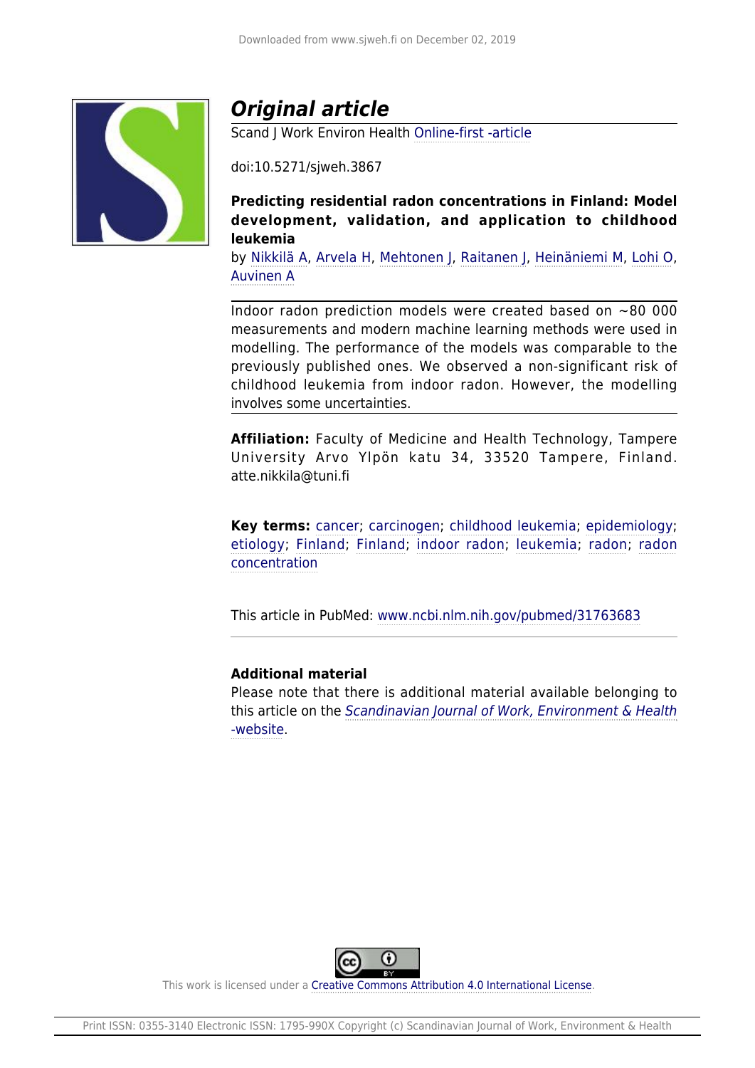# *Original article*

Scand J Work Environ Health Online-first -article

doi:10.5271/sjweh.3867

**Predicting residential radon concentrations in Finland: Model development, validation, and application to childhood leukemia**

by Nikkilä A, Arvela H, Mehtonen J, Raitanen J, Heinäniemi M, Lohi O, Auvinen A

Indoor radon prediction models were created based on ~80 000 measurements and modern machine learning methods were used in modelling. The performance of the models was comparable to the previously published ones. We observed a non-significant risk of childhood leukemia from indoor radon. However, the modelling involves some uncertainties.

**Affiliation:** Faculty of Medicine and Health Technology, Tampere University Arvo Ylpön katu 34, 33520 Tampere, Finland. atte.nikkila@tuni.fi

**Key terms:** cancer; carcinogen; childhood leukemia; epidemiology; etiology; Finland; Finland; indoor radon; leukemia; radon; radon concentration

This article in PubMed: www.ncbi.nlm.nih.gov/pubmed/31763683

**Additional material**

Please note that there is additional material available belonging to this article on the *Scandinavian Journal of Work, Environment & Health -website.*

This work is licensed under a Creative Commons Attribution 4.0 International License.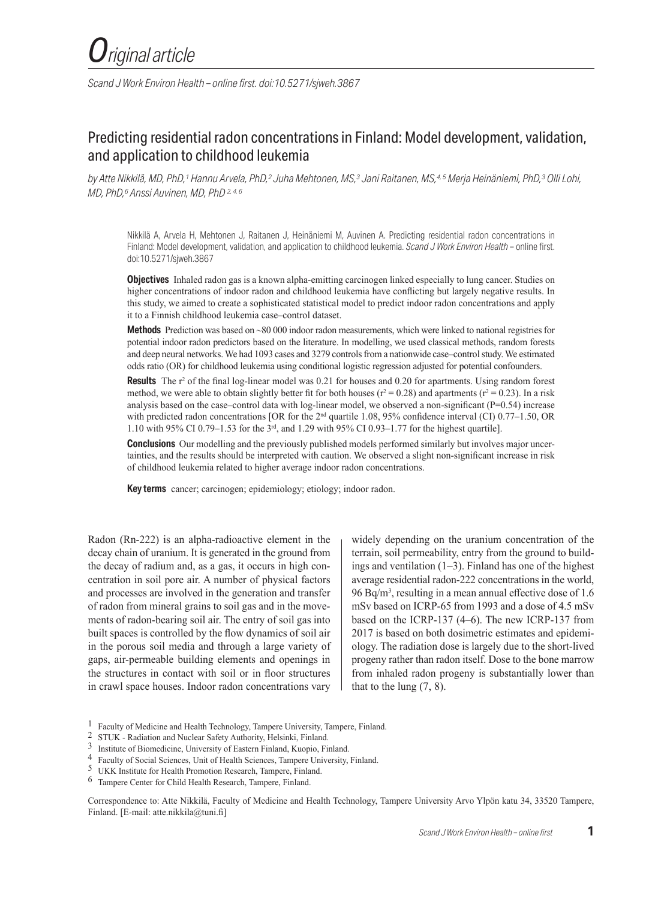*Original article*

# Predicting residential radon concentrations in Finland: Model development, validation, and application to childhood leukemia

*by Atte Nikkilä, MD, PhD,[1] Hannu Arvela, PhD,[2] Juha Mehtonen, MS,[3] Jani Raitanen, MS,[4,5] Merja Heinäniemi, PhD,[3] Olli Lohi, MD, PhD,[6] Anssi Auvinen, MD, PhD [2,4,6]*

Nikkilä A, Arvela H, Mehtonen J, Raitanen J, Heinäniemi M, Auvinen A. Predicting residential radon concentrations in Finland: Model development, validation, and application to childhood leukemia. *Scand J Work Environ Health* – online first. doi:10.5271/sjweh.3867

**Objectives** Inhaled radon gas is a known alpha-emitting carcinogen linked especially to lung cancer. Studies on higher concentrations of indoor radon and childhood leukemia have conflicting but largely negative results. In this study, we aimed to create a sophisticated statistical model to predict indoor radon concentrations and apply it to a Finnish childhood leukemia case–control dataset.

**Methods** Prediction was based on ~80 000 indoor radon measurements, which were linked to national registries for potential indoor radon predictors based on the literature. In modelling, we used classical methods, random forests and deep neural networks. We had 1093 cases and 3279 controls from a nationwide case–control study. We estimated odds ratio (OR) for childhood leukemia using conditional logistic regression adjusted for potential confounders.

**Results** The $r^2$ of the final log-linear model was 0.21 for houses and 0.20 for apartments. Using random forest method, we were able to obtain slightly better fit for both houses ($r^2 = 0.28$) and apartments ($r^2 = 0.23$). In a risk analysis based on the case–control data with log-linear model, we observed a non-significant ($P=0.54$) increase with predicted radon concentrations [OR for the 2nd quartile 1.08, 95% confidence interval (CI) 0.77–1.50, OR 1.10 with 95% CI 0.79–1.53 for the 3rd, and 1.29 with 95% CI 0.93–1.77 for the highest quartile].

**Conclusions** Our modelling and the previously published models performed similarly but involves major uncertainties, and the results should be interpreted with caution. We observed a slight non-significant increase in risk of childhood leukemia related to higher average indoor radon concentrations.

**Key terms** cancer; carcinogen; epidemiology; etiology; indoor radon.

Radon (Rn-222) is an alpha-radioactive element in the decay chain of uranium. It is generated in the ground from the decay of radium and, as a gas, it occurs in high concentration in soil pore air. A number of physical factors and processes are involved in the generation and transfer of radon from mineral grains to soil gas and in the movements of radon-bearing soil air. The entry of soil gas into built spaces is controlled by the flow dynamics of soil air in the porous soil media and through a large variety of gaps, air-permeable building elements and openings in the structures in contact with soil or in floor structures in crawl space houses. Indoor radon concentrations vary widely depending on the uranium concentration of the terrain, soil permeability, entry from the ground to buildings and ventilation (1–3). Finland has one of the highest average residential radon-222 concentrations in the world, 96 Bq/m$^3$, resulting in a mean annual effective dose of 1.6 mSv based on ICRP-65 from 1993 and a dose of 4.5 mSv based on the ICRP-137 (4–6). The new ICRP-137 from 2017 is based on both dosimetric estimates and epidemiology. The radiation dose is largely due to the short-lived progeny rather than radon itself. Dose to the bone marrow from inhaled radon progeny is substantially lower than that to the lung (7, 8).

[1] Faculty of Medicine and Health Technology, Tampere University, Tampere, Finland.
[2] STUK - Radiation and Nuclear Safety Authority, Helsinki, Finland.
[3] Institute of Biomedicine, University of Eastern Finland, Kuopio, Finland.
[4] Faculty of Social Sciences, Unit of Health Sciences, Tampere University, Finland.
[5] UKK Institute for Health Promotion Research, Tampere, Finland.
[6] Tampere Center for Child Health Research, Tampere, Finland.

Correspondence to: Atte Nikkilä, Faculty of Medicine and Health Technology, Tampere University Arvo Ylpön katu 34, 33520 Tampere, Finland. [E-mail: atte.nikkila@tuni.fi]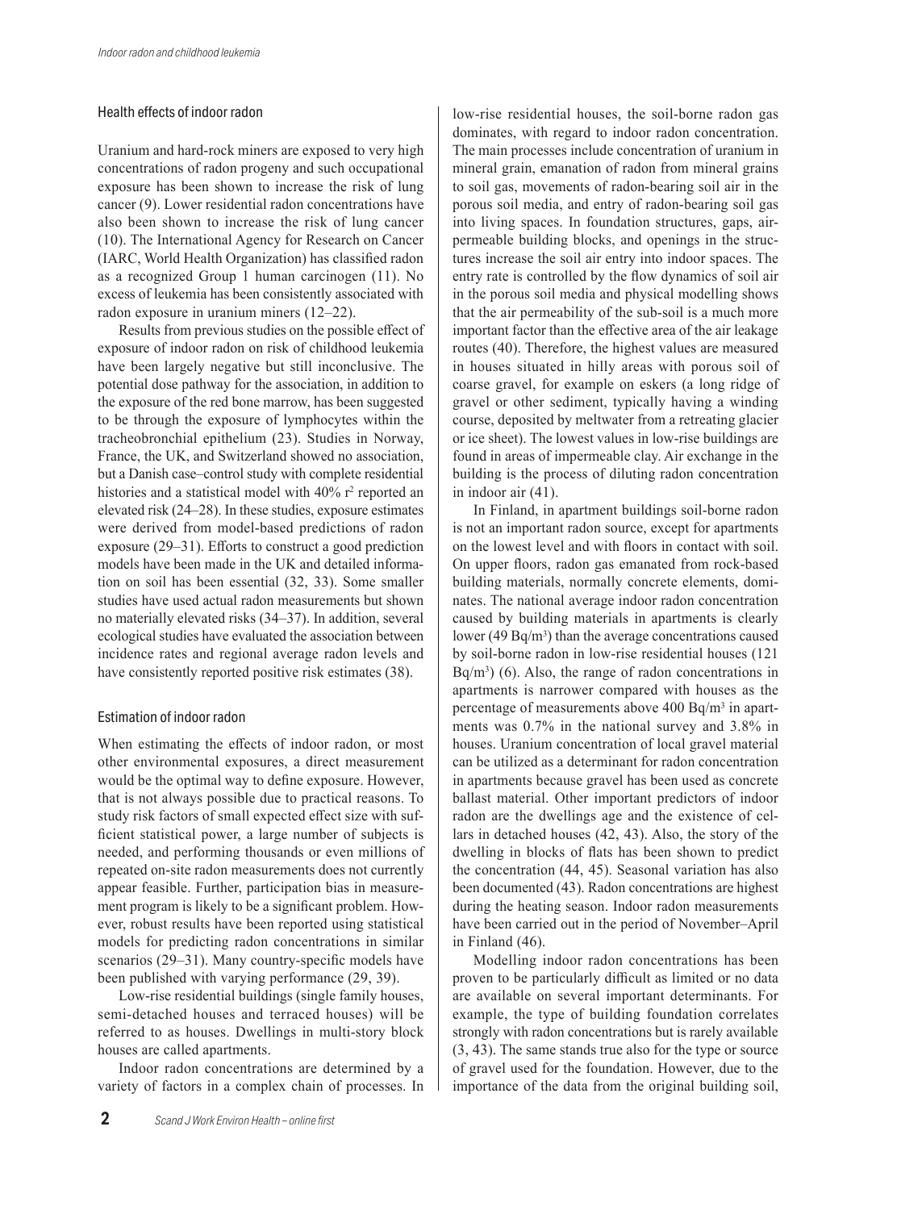### Health effects of indoor radon

Uranium and hard-rock miners are exposed to very high concentrations of radon progeny and such occupational exposure has been shown to increase the risk of lung cancer (9). Lower residential radon concentrations have also been shown to increase the risk of lung cancer (10). The International Agency for Research on Cancer (IARC, World Health Organization) has classified radon as a recognized Group 1 human carcinogen (11). No excess of leukemia has been consistently associated with radon exposure in uranium miners (12–22).

Results from previous studies on the possible effect of exposure of indoor radon on risk of childhood leukemia have been largely negative but still inconclusive. The potential dose pathway for the association, in addition to the exposure of the red bone marrow, has been suggested to be through the exposure of lymphocytes within the tracheobronchial epithelium (23). Studies in Norway, France, the UK, and Switzerland showed no association, but a Danish case–control study with complete residential histories and a statistical model with 40% $r^2$ reported an elevated risk (24–28). In these studies, exposure estimates were derived from model-based predictions of radon exposure (29–31). Efforts to construct a good prediction models have been made in the UK and detailed information on soil has been essential (32, 33). Some smaller studies have used actual radon measurements but shown no materially elevated risks (34–37). In addition, several ecological studies have evaluated the association between incidence rates and regional average radon levels and have consistently reported positive risk estimates (38).

### Estimation of indoor radon

When estimating the effects of indoor radon, or most other environmental exposures, a direct measurement would be the optimal way to define exposure. However, that is not always possible due to practical reasons. To study risk factors of small expected effect size with sufficient statistical power, a large number of subjects is needed, and performing thousands or even millions of repeated on-site radon measurements does not currently appear feasible. Further, participation bias in measurement program is likely to be a significant problem. However, robust results have been reported using statistical models for predicting radon concentrations in similar scenarios (29–31). Many country-specific models have been published with varying performance (29, 39).

Low-rise residential buildings (single family houses, semi-detached houses and terraced houses) will be referred to as houses. Dwellings in multi-story block houses are called apartments.

Indoor radon concentrations are determined by a variety of factors in a complex chain of processes. In low-rise residential houses, the soil-borne radon gas dominates, with regard to indoor radon concentration. The main processes include concentration of uranium in mineral grain, emanation of radon from mineral grains to soil gas, movements of radon-bearing soil air in the porous soil media, and entry of radon-bearing soil gas into living spaces. In foundation structures, gaps, air-permeable building blocks, and openings in the structures increase the soil air entry into indoor spaces. The entry rate is controlled by the flow dynamics of soil air in the porous soil media and physical modelling shows that the air permeability of the sub-soil is a much more important factor than the effective area of the air leakage routes (40). Therefore, the highest values are measured in houses situated in hilly areas with porous soil of coarse gravel, for example on eskers (a long ridge of gravel or other sediment, typically having a winding course, deposited by meltwater from a retreating glacier or ice sheet). The lowest values in low-rise buildings are found in areas of impermeable clay. Air exchange in the building is the process of diluting radon concentration in indoor air (41).

In Finland, in apartment buildings soil-borne radon is not an important radon source, except for apartments on the lowest level and with floors in contact with soil. On upper floors, radon gas emanated from rock-based building materials, normally concrete elements, dominates. The national average indoor radon concentration caused by building materials in apartments is clearly lower (49 Bq/m$^3$) than the average concentrations caused by soil-borne radon in low-rise residential houses (121 Bq/m$^3$) (6). Also, the range of radon concentrations in apartments is narrower compared with houses as the percentage of measurements above 400 Bq/m$^3$ in apartments was 0.7% in the national survey and 3.8% in houses. Uranium concentration of local gravel material can be utilized as a determinant for radon concentration in apartments because gravel has been used as concrete ballast material. Other important predictors of indoor radon are the dwellings age and the existence of cellars in detached houses (42, 43). Also, the story of the dwelling in blocks of flats has been shown to predict the concentration (44, 45). Seasonal variation has also been documented (43). Radon concentrations are highest during the heating season. Indoor radon measurements have been carried out in the period of November–April in Finland (46).

Modelling indoor radon concentrations has been proven to be particularly difficult as limited or no data are available on several important determinants. For example, the type of building foundation correlates strongly with radon concentrations but is rarely available (3, 43). The same stands true also for the type or source of gravel used for the foundation. However, due to the importance of the data from the original building soil,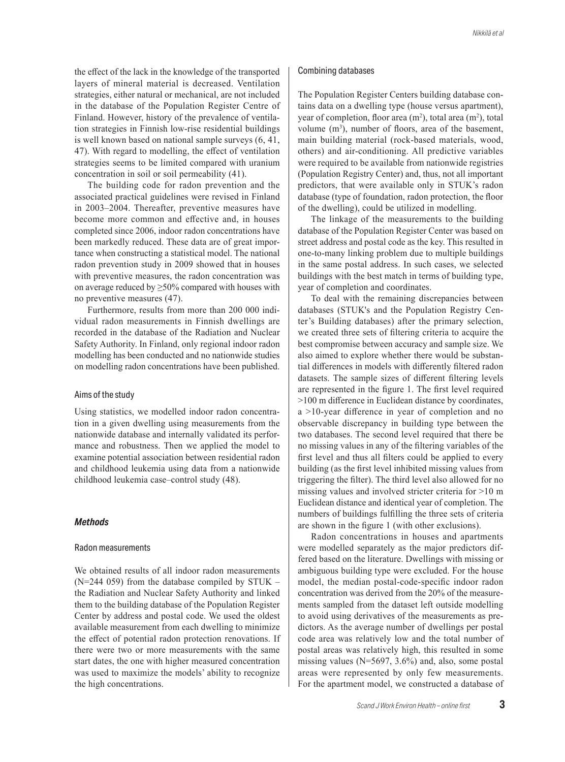the effect of the lack in the knowledge of the transported layers of mineral material is decreased. Ventilation strategies, either natural or mechanical, are not included in the database of the Population Register Centre of Finland. However, history of the prevalence of ventilation strategies in Finnish low-rise residential buildings is well known based on national sample surveys (6, 41, 47). With regard to modelling, the effect of ventilation strategies seems to be limited compared with uranium concentration in soil or soil permeability (41).

The building code for radon prevention and the associated practical guidelines were revised in Finland in 2003–2004. Thereafter, preventive measures have become more common and effective and, in houses completed since 2006, indoor radon concentrations have been markedly reduced. These data are of great importance when constructing a statistical model. The national radon prevention study in 2009 showed that in houses with preventive measures, the radon concentration was on average reduced by ≥50% compared with houses with no preventive measures (47).

Furthermore, results from more than 200 000 individual radon measurements in Finnish dwellings are recorded in the database of the Radiation and Nuclear Safety Authority. In Finland, only regional indoor radon modelling has been conducted and no nationwide studies on modelling radon concentrations have been published.

### Aims of the study

Using statistics, we modelled indoor radon concentration in a given dwelling using measurements from the nationwide database and internally validated its performance and robustness. Then we applied the model to examine potential association between residential radon and childhood leukemia using data from a nationwide childhood leukemia case–control study (48).

## *Methods*

### Radon measurements

We obtained results of all indoor radon measurements (N=244 059) from the database compiled by STUK – the Radiation and Nuclear Safety Authority and linked them to the building database of the Population Register Center by address and postal code. We used the oldest available measurement from each dwelling to minimize the effect of potential radon protection renovations. If there were two or more measurements with the same start dates, the one with higher measured concentration was used to maximize the models' ability to recognize the high concentrations.

### Combining databases

The Population Register Centers building database contains data on a dwelling type (house versus apartment), year of completion, floor area ($m^2$), total area ($m^2$), total volume ($m^3$), number of floors, area of the basement, main building material (rock-based materials, wood, others) and air-conditioning. All predictive variables were required to be available from nationwide registries (Population Registry Center) and, thus, not all important predictors, that were available only in STUK's radon database (type of foundation, radon protection, the floor of the dwelling), could be utilized in modelling.

The linkage of the measurements to the building database of the Population Register Center was based on street address and postal code as the key. This resulted in one-to-many linking problem due to multiple buildings in the same postal address. In such cases, we selected buildings with the best match in terms of building type, year of completion and coordinates.

To deal with the remaining discrepancies between databases (STUK's and the Population Registry Center's Building databases) after the primary selection, we created three sets of filtering criteria to acquire the best compromise between accuracy and sample size. We also aimed to explore whether there would be substantial differences in models with differently filtered radon datasets. The sample sizes of different filtering levels are represented in the figure 1. The first level required >100 m difference in Euclidean distance by coordinates, a >10-year difference in year of completion and no observable discrepancy in building type between the two databases. The second level required that there be no missing values in any of the filtering variables of the first level and thus all filters could be applied to every building (as the first level inhibited missing values from triggering the filter). The third level also allowed for no missing values and involved stricter criteria for >10 m Euclidean distance and identical year of completion. The numbers of buildings fulfilling the three sets of criteria are shown in the figure 1 (with other exclusions).

Radon concentrations in houses and apartments were modelled separately as the major predictors differed based on the literature. Dwellings with missing or ambiguous building type were excluded. For the house model, the median postal-code-specific indoor radon concentration was derived from the 20% of the measurements sampled from the dataset left outside modelling to avoid using derivatives of the measurements as predictors. As the average number of dwellings per postal code area was relatively low and the total number of postal areas was relatively high, this resulted in some missing values (N=5697, 3.6%) and, also, some postal areas were represented by only few measurements. For the apartment model, we constructed a database of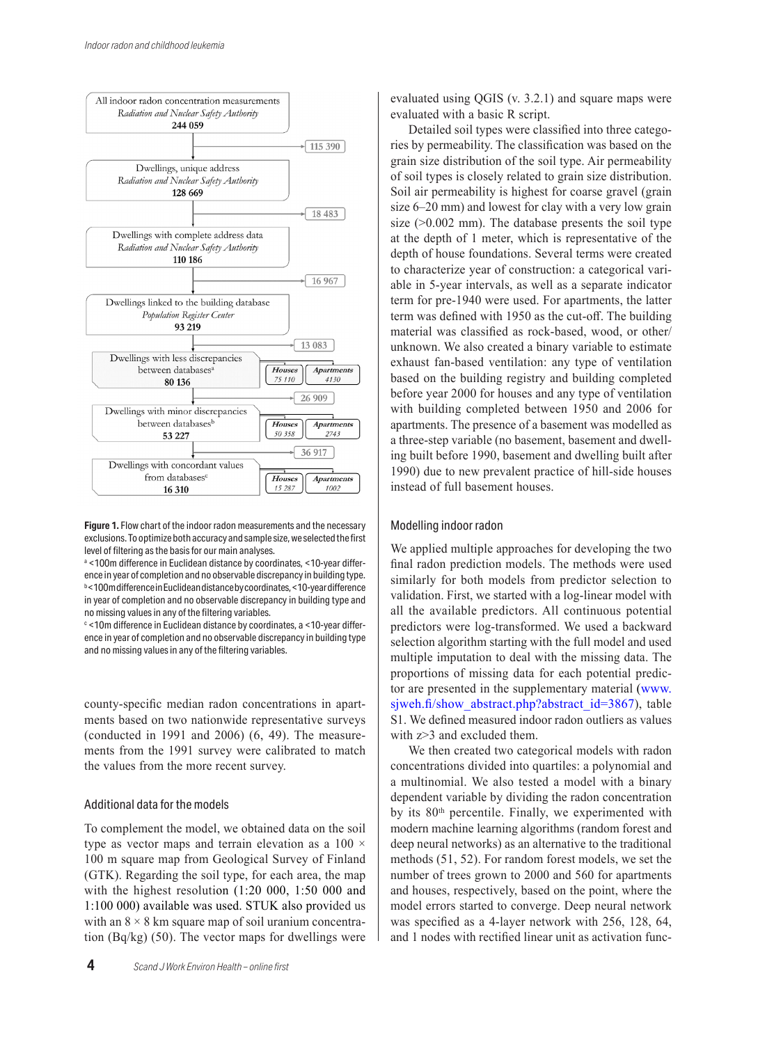All indoor radon concentration measurements
*Radiation and Nuclear Safety Authority*
**244 059**

→ 115 390

Dwellings, unique address
*Radiation and Nuclear Safety Authority*
**128 669**

→ 18 483

Dwellings with complete address data
*Radiation and Nuclear Safety Authority*
**110 186**

→ 16 967

Dwellings linked to the building database
*Population Register Center*
**93 219**

→ 13 083

| Stage | Total | Houses | Apartments |
|---|---|---|---|
| Dwellings with less discrepancies between databases[a] | 80 136 | 75 110 | 4130 |
| Dwellings with minor discrepancies between databases[b] | 53 227 | 50 358 | 2743 |
| Dwellings with concordant values from databases[c] | 16 310 | 15 287 | 1002 |

Excluded between stages: 26 909 (after less discrepancies), 36 917 (after minor discrepancies).

**Figure 1.** Flow chart of the indoor radon measurements and the necessary exclusions. To optimize both accuracy and sample size, we selected the first level of filtering as the basis for our main analyses.
[a] <100m difference in Euclidean distance by coordinates, <10-year difference in year of completion and no observable discrepancy in building type.
[b] <100m difference in Euclidean distance by coordinates, <10-year difference in year of completion and no observable discrepancy in building type and no missing values in any of the filtering variables.
[c] <10m difference in Euclidean distance by coordinates, a <10-year difference in year of completion and no observable discrepancy in building type and no missing values in any of the filtering variables.

county-specific median radon concentrations in apartments based on two nationwide representative surveys (conducted in 1991 and 2006) (6, 49). The measurements from the 1991 survey were calibrated to match the values from the more recent survey.

## Additional data for the models

To complement the model, we obtained data on the soil type as vector maps and terrain elevation as a 100 × 100 m square map from Geological Survey of Finland (GTK). Regarding the soil type, for each area, the map with the highest resolution (1:20 000, 1:50 000 and 1:100 000) available was used. STUK also provided us with an 8 × 8 km square map of soil uranium concentration (Bq/kg) (50). The vector maps for dwellings were evaluated using QGIS (v. 3.2.1) and square maps were evaluated with a basic R script.

Detailed soil types were classified into three categories by permeability. The classification was based on the grain size distribution of the soil type. Air permeability of soil types is closely related to grain size distribution. Soil air permeability is highest for coarse gravel (grain size 6–20 mm) and lowest for clay with a very low grain size (>0.002 mm). The database presents the soil type at the depth of 1 meter, which is representative of the depth of house foundations. Several terms were created to characterize year of construction: a categorical variable in 5-year intervals, as well as a separate indicator term for pre-1940 were used. For apartments, the latter term was defined with 1950 as the cut-off. The building material was classified as rock-based, wood, or other/unknown. We also created a binary variable to estimate exhaust fan-based ventilation: any type of ventilation based on the building registry and building completed before year 2000 for houses and any type of ventilation with building completed between 1950 and 2006 for apartments. The presence of a basement was modelled as a three-step variable (no basement, basement and dwelling built before 1990, basement and dwelling built after 1990) due to new prevalent practice of hill-side houses instead of full basement houses.

## Modelling indoor radon

We applied multiple approaches for developing the two final radon prediction models. The methods were used similarly for both models from predictor selection to validation. First, we started with a log-linear model with all the available predictors. All continuous potential predictors were log-transformed. We used a backward selection algorithm starting with the full model and used multiple imputation to deal with the missing data. The proportions of missing data for each potential predictor are presented in the supplementary material (www.sjweh.fi/show_abstract.php?abstract_id=3867), table S1. We defined measured indoor radon outliers as values with $z>3$ and excluded them.

We then created two categorical models with radon concentrations divided into quartiles: a polynomial and a multinomial. We also tested a model with a binary dependent variable by dividing the radon concentration by its 80th percentile. Finally, we experimented with modern machine learning algorithms (random forest and deep neural networks) as an alternative to the traditional methods (51, 52). For random forest models, we set the number of trees grown to 2000 and 560 for apartments and houses, respectively, based on the point, where the model errors started to converge. Deep neural network was specified as a 4-layer network with 256, 128, 64, and 1 nodes with rectified linear unit as activation func-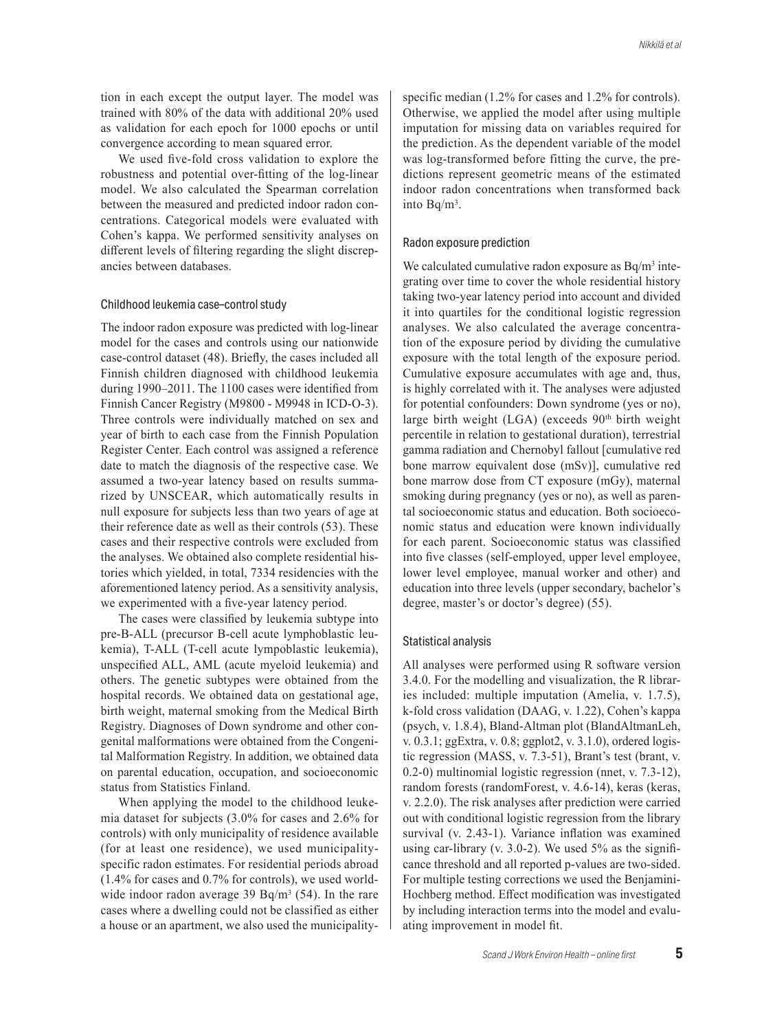tion in each except the output layer. The model was trained with 80% of the data with additional 20% used as validation for each epoch for 1000 epochs or until convergence according to mean squared error.

We used five-fold cross validation to explore the robustness and potential over-fitting of the log-linear model. We also calculated the Spearman correlation between the measured and predicted indoor radon concentrations. Categorical models were evaluated with Cohen's kappa. We performed sensitivity analyses on different levels of filtering regarding the slight discrepancies between databases.

### Childhood leukemia case–control study

The indoor radon exposure was predicted with log-linear model for the cases and controls using our nationwide case-control dataset (48). Briefly, the cases included all Finnish children diagnosed with childhood leukemia during 1990–2011. The 1100 cases were identified from Finnish Cancer Registry (M9800 - M9948 in ICD-O-3). Three controls were individually matched on sex and year of birth to each case from the Finnish Population Register Center. Each control was assigned a reference date to match the diagnosis of the respective case. We assumed a two-year latency based on results summarized by UNSCEAR, which automatically results in null exposure for subjects less than two years of age at their reference date as well as their controls (53). These cases and their respective controls were excluded from the analyses. We obtained also complete residential histories which yielded, in total, 7334 residencies with the aforementioned latency period. As a sensitivity analysis, we experimented with a five-year latency period.

The cases were classified by leukemia subtype into pre-B-ALL (precursor B-cell acute lymphoblastic leukemia), T-ALL (T-cell acute lympoblastic leukemia), unspecified ALL, AML (acute myeloid leukemia) and others. The genetic subtypes were obtained from the hospital records. We obtained data on gestational age, birth weight, maternal smoking from the Medical Birth Registry. Diagnoses of Down syndrome and other congenital malformations were obtained from the Congenital Malformation Registry. In addition, we obtained data on parental education, occupation, and socioeconomic status from Statistics Finland.

When applying the model to the childhood leukemia dataset for subjects (3.0% for cases and 2.6% for controls) with only municipality of residence available (for at least one residence), we used municipality-specific radon estimates. For residential periods abroad (1.4% for cases and 0.7% for controls), we used worldwide indoor radon average 39 Bq/m$^3$ (54). In the rare cases where a dwelling could not be classified as either a house or an apartment, we also used the municipality-specific median (1.2% for cases and 1.2% for controls). Otherwise, we applied the model after using multiple imputation for missing data on variables required for the prediction. As the dependent variable of the model was log-transformed before fitting the curve, the predictions represent geometric means of the estimated indoor radon concentrations when transformed back into Bq/m$^3$.

### Radon exposure prediction

We calculated cumulative radon exposure as Bq/m$^3$ integrating over time to cover the whole residential history taking two-year latency period into account and divided it into quartiles for the conditional logistic regression analyses. We also calculated the average concentration of the exposure period by dividing the cumulative exposure with the total length of the exposure period. Cumulative exposure accumulates with age and, thus, is highly correlated with it. The analyses were adjusted for potential confounders: Down syndrome (yes or no), large birth weight (LGA) (exceeds 90$^{th}$ birth weight percentile in relation to gestational duration), terrestrial gamma radiation and Chernobyl fallout [cumulative red bone marrow equivalent dose (mSv)], cumulative red bone marrow dose from CT exposure (mGy), maternal smoking during pregnancy (yes or no), as well as parental socioeconomic status and education. Both socioeconomic status and education were known individually for each parent. Socioeconomic status was classified into five classes (self-employed, upper level employee, lower level employee, manual worker and other) and education into three levels (upper secondary, bachelor's degree, master's or doctor's degree) (55).

### Statistical analysis

All analyses were performed using R software version 3.4.0. For the modelling and visualization, the R libraries included: multiple imputation (Amelia, v. 1.7.5), k-fold cross validation (DAAG, v. 1.22), Cohen's kappa (psych, v. 1.8.4), Bland-Altman plot (BlandAltmanLeh, v. 0.3.1; ggExtra, v. 0.8; ggplot2, v. 3.1.0), ordered logistic regression (MASS, v. 7.3-51), Brant's test (brant, v. 0.2-0) multinomial logistic regression (nnet, v. 7.3-12), random forests (randomForest, v. 4.6-14), keras (keras, v. 2.2.0). The risk analyses after prediction were carried out with conditional logistic regression from the library survival (v. 2.43-1). Variance inflation was examined using car-library (v. 3.0-2). We used 5% as the significance threshold and all reported p-values are two-sided. For multiple testing corrections we used the Benjamini-Hochberg method. Effect modification was investigated by including interaction terms into the model and evaluating improvement in model fit.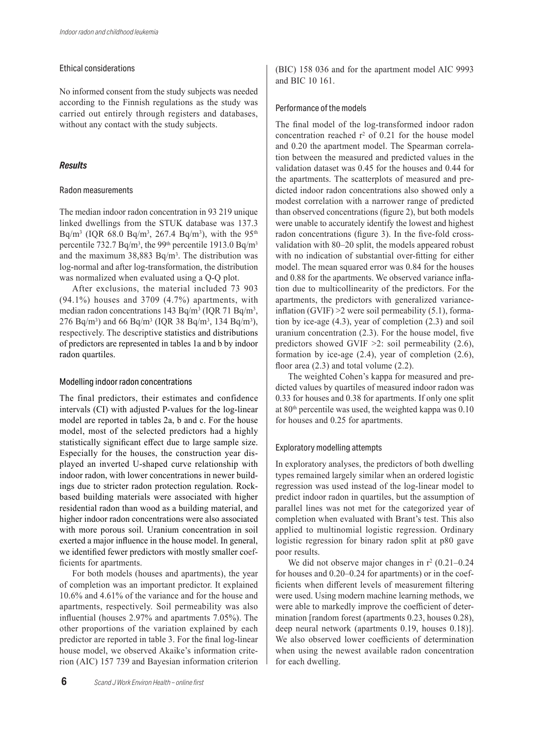### Ethical considerations

No informed consent from the study subjects was needed according to the Finnish regulations as the study was carried out entirely through registers and databases, without any contact with the study subjects.

## *Results*

### Radon measurements

The median indoor radon concentration in 93 219 unique linked dwellings from the STUK database was 137.3 Bq/m$^3$ (IQR 68.0 Bq/m$^3$, 267.4 Bq/m$^3$), with the 95$^{th}$ percentile 732.7 Bq/m$^3$, the 99$^{th}$ percentile 1913.0 Bq/m$^3$ and the maximum 38,883 Bq/m$^3$. The distribution was log-normal and after log-transformation, the distribution was normalized when evaluated using a Q-Q plot.

After exclusions, the material included 73 903 (94.1%) houses and 3709 (4.7%) apartments, with median radon concentrations 143 Bq/m$^3$ (IQR 71 Bq/m$^3$, 276 Bq/m$^3$) and 66 Bq/m$^3$ (IQR 38 Bq/m$^3$, 134 Bq/m$^3$), respectively. The descriptive statistics and distributions of predictors are represented in tables 1a and b by indoor radon quartiles.

### Modelling indoor radon concentrations

The final predictors, their estimates and confidence intervals (CI) with adjusted P-values for the log-linear model are reported in tables 2a, b and c. For the house model, most of the selected predictors had a highly statistically significant effect due to large sample size. Especially for the houses, the construction year displayed an inverted U-shaped curve relationship with indoor radon, with lower concentrations in newer buildings due to stricter radon protection regulation. Rock-based building materials were associated with higher residential radon than wood as a building material, and higher indoor radon concentrations were also associated with more porous soil. Uranium concentration in soil exerted a major influence in the house model. In general, we identified fewer predictors with mostly smaller coefficients for apartments.

For both models (houses and apartments), the year of completion was an important predictor. It explained 10.6% and 4.61% of the variance and for the house and apartments, respectively. Soil permeability was also influential (houses 2.97% and apartments 7.05%). The other proportions of the variation explained by each predictor are reported in table 3. For the final log-linear house model, we observed Akaike's information criterion (AIC) 157 739 and Bayesian information criterion (BIC) 158 036 and for the apartment model AIC 9993 and BIC 10 161.

### Performance of the models

The final model of the log-transformed indoor radon concentration reached $r^2$ of 0.21 for the house model and 0.20 the apartment model. The Spearman correlation between the measured and predicted values in the validation dataset was 0.45 for the houses and 0.44 for the apartments. The scatterplots of measured and predicted indoor radon concentrations also showed only a modest correlation with a narrower range of predicted than observed concentrations (figure 2), but both models were unable to accurately identify the lowest and highest radon concentrations (figure 3). In the five-fold cross-validation with 80–20 split, the models appeared robust with no indication of substantial over-fitting for either model. The mean squared error was 0.84 for the houses and 0.88 for the apartments. We observed variance inflation due to multicollinearity of the predictors. For the apartments, the predictors with generalized variance-inflation (GVIF) >2 were soil permeability (5.1), formation by ice-age (4.3), year of completion (2.3) and soil uranium concentration (2.3). For the house model, five predictors showed GVIF >2: soil permeability (2.6), formation by ice-age (2.4), year of completion (2.6), floor area (2.3) and total volume (2.2).

The weighted Cohen's kappa for measured and predicted values by quartiles of measured indoor radon was 0.33 for houses and 0.38 for apartments. If only one split at 80$^{th}$ percentile was used, the weighted kappa was 0.10 for houses and 0.25 for apartments.

### Exploratory modelling attempts

In exploratory analyses, the predictors of both dwelling types remained largely similar when an ordered logistic regression was used instead of the log-linear model to predict indoor radon in quartiles, but the assumption of parallel lines was not met for the categorized year of completion when evaluated with Brant's test. This also applied to multinomial logistic regression. Ordinary logistic regression for binary radon split at p80 gave poor results.

We did not observe major changes in $r^2$ (0.21–0.24 for houses and 0.20–0.24 for apartments) or in the coefficients when different levels of measurement filtering were used. Using modern machine learning methods, we were able to markedly improve the coefficient of determination [random forest (apartments 0.23, houses 0.28), deep neural network (apartments 0.19, houses 0.18)]. We also observed lower coefficients of determination when using the newest available radon concentration for each dwelling.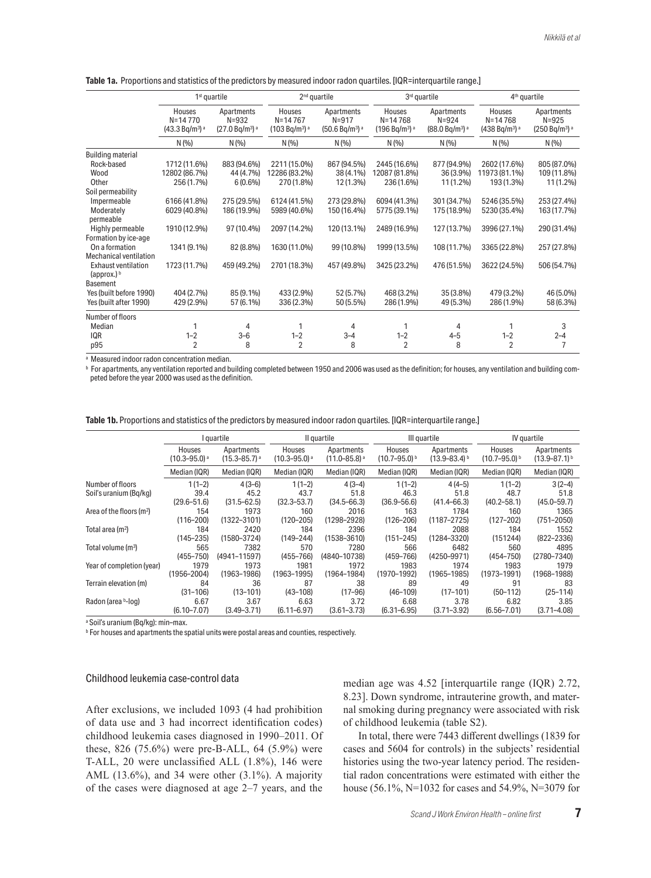**Table 1a.** Proportions and statistics of the predictors by measured indoor radon quartiles. [IQR=interquartile range.]

| | 1st quartile | | 2nd quartile | | 3rd quartile | | 4th quartile | |
|---|---|---|---|---|---|---|---|---|
| | Houses N=14 770 (43.3 Bq/m³) [a] | Apartments N=932 (27.0 Bq/m³) [a] | Houses N=14 767 (103 Bq/m³) [a] | Apartments N=917 (50.6 Bq/m³) [a] | Houses N=14 768 (196 Bq/m³) [a] | Apartments N=924 (88.0 Bq/m³) [a] | Houses N=14 768 (438 Bq/m³) [a] | Apartments N=925 (250 Bq/m³) [a] |
| | N (%) | N (%) | N (%) | N (%) | N (%) | N (%) | N (%) | N (%) |
| Building material | | | | | | | | |
| Rock-based | 1712 (11.6%) | 883 (94.6%) | 2211 (15.0%) | 867 (94.5%) | 2445 (16.6%) | 877 (94.9%) | 2602 (17.6%) | 805 (87.0%) |
| Wood | 12802 (86.7%) | 44 (4.7%) | 12286 (83.2%) | 38 (4.1%) | 12087 (81.8%) | 36 (3.9%) | 11973 (81.1%) | 109 (11.8%) |
| Other | 256 (1.7%) | 6 (0.6%) | 270 (1.8%) | 12 (1.3%) | 236 (1.6%) | 11 (1.2%) | 193 (1.3%) | 11 (1.2%) |
| Soil permeability | | | | | | | | |
| Impermeable | 6166 (41.8%) | 275 (29.5%) | 6124 (41.5%) | 273 (29.8%) | 6094 (41.3%) | 301 (34.7%) | 5246 (35.5%) | 253 (27.4%) |
| Moderately permeable | 6029 (40.8%) | 186 (19.9%) | 5989 (40.6%) | 150 (16.4%) | 5775 (39.1%) | 175 (18.9%) | 5230 (35.4%) | 163 (17.7%) |
| Highly permeable | 1910 (12.9%) | 97 (10.4%) | 2097 (14.2%) | 120 (13.1%) | 2489 (16.9%) | 127 (13.7%) | 3996 (27.1%) | 290 (31.4%) |
| Formation by ice-age | | | | | | | | |
| On a formation | 1341 (9.1%) | 82 (8.8%) | 1630 (11.0%) | 99 (10.8%) | 1999 (13.5%) | 108 (11.7%) | 3365 (22.8%) | 257 (27.8%) |
| Mechanical ventilation | | | | | | | | |
| Exhaust ventilation (approx.) [b] | 1723 (11.7%) | 459 (49.2%) | 2701 (18.3%) | 457 (49.8%) | 3425 (23.2%) | 476 (51.5%) | 3622 (24.5%) | 506 (54.7%) |
| Basement | | | | | | | | |
| Yes (built before 1990) | 404 (2.7%) | 85 (9.1%) | 433 (2.9%) | 52 (5.7%) | 468 (3.2%) | 35 (3.8%) | 479 (3.2%) | 46 (5.0%) |
| Yes (built after 1990) | 429 (2.9%) | 57 (6.1%) | 336 (2.3%) | 50 (5.5%) | 286 (1.9%) | 49 (5.3%) | 286 (1.9%) | 58 (6.3%) |
| Number of floors | | | | | | | | |
| Median | 1 | 4 | 1 | 4 | 1 | 4 | 1 | 3 |
| IQR | 1–2 | 3–6 | 1–2 | 3–4 | 1–2 | 4–5 | 1–2 | 2–4 |
| p95 | 2 | 8 | 2 | 8 | 2 | 8 | 2 | 7 |

[a] Measured indoor radon concentration median.
[b] For apartments, any ventilation reported and building completed between 1950 and 2006 was used as the definition; for houses, any ventilation and building competed before the year 2000 was used as the definition.

**Table 1b.** Proportions and statistics of the predictors by measured indoor radon quartiles. [IQR=interquartile range.]

| | I quartile | | II quartile | | III quartile | | IV quartile | |
|---|---|---|---|---|---|---|---|---|
| | Houses (10.3–95.0) [a] | Apartments (15.3–85.7) [a] | Houses (10.3–95.0) [a] | Apartments (11.0–85.8) [a] | Houses (10.7–95.0) [b] | Apartments (13.9–83.4) [b] | Houses (10.7–95.0) [b] | Apartments (13.9–87.1) [b] |
| | Median (IQR) | Median (IQR) | Median (IQR) | Median (IQR) | Median (IQR) | Median (IQR) | Median (IQR) | Median (IQR) |
| Number of floors | 1 (1–2) | 4 (3–6) | 1 (1–2) | 4 (3–4) | 1 (1–2) | 4 (4–5) | 1 (1–2) | 3 (2–4) |
| Soil's uranium (Bq/kg) | 39.4 (29.6–51.6) | 45.2 (31.5–62.5) | 43.7 (32.3–53.7) | 51.8 (34.5–66.3) | 46.3 (36.9–56.6) | 51.8 (41.4–66.3) | 48.7 (40.2–58.1) | 51.8 (45.0–59.7) |
| Area of the floors (m²) | 154 (116–200) | 1973 (1322–3101) | 160 (120–205) | 2016 (1298–2928) | 163 (126–206) | 1784 (1187–2725) | 160 (127–202) | 1365 (751–2050) |
| Total area (m²) | 184 (145–235) | 2420 (1580–3724) | 184 (149–244) | 2396 (1538–3610) | 184 (151–245) | 2088 (1284–3320) | 184 (151244) | 1552 (822–2336) |
| Total volume (m³) | 565 (455–750) | 7382 (4941–11597) | 570 (455–766) | 7280 (4840–10738) | 566 (459–766) | 6482 (4250–9971) | 560 (454–750) | 4895 (2780–7340) |
| Year of completion (year) | 1979 (1956–2004) | 1973 (1963–1986) | 1981 (1963–1995) | 1972 (1964–1984) | 1983 (1970–1992) | 1974 (1965–1985) | 1983 (1973–1991) | 1979 (1968–1988) |
| Terrain elevation (m) | 84 (31–106) | 36 (13–101) | 87 (43–108) | 38 (17–96) | 89 (46–109) | 49 (17–101) | 91 (50–112) | 83 (25–114) |
| Radon (area [b]-log) | 6.67 (6.10–7.07) | 3.67 (3.49–3.71) | 6.63 (6.11–6.97) | 3.72 (3.61–3.73) | 6.68 (6.31–6.95) | 3.78 (3.71–3.92) | 6.82 (6.56–7.01) | 3.85 (3.71–4.08) |

[a] Soil's uranium (Bq/kg): min–max.
[b] For houses and apartments the spatial units were postal areas and counties, respectively.

### Childhood leukemia case-control data

After exclusions, we included 1093 (4 had prohibition of data use and 3 had incorrect identification codes) childhood leukemia cases diagnosed in 1990–2011. Of these, 826 (75.6%) were pre-B-ALL, 64 (5.9%) were T-ALL, 20 were unclassified ALL (1.8%), 146 were AML (13.6%), and 34 were other (3.1%). A majority of the cases were diagnosed at age 2–7 years, and the median age was 4.52 [interquartile range (IQR) 2.72, 8.23]. Down syndrome, intrauterine growth, and maternal smoking during pregnancy were associated with risk of childhood leukemia (table S2).

In total, there were 7443 different dwellings (1839 for cases and 5604 for controls) in the subjects' residential histories using the two-year latency period. The residential radon concentrations were estimated with either the house (56.1%, N=1032 for cases and 54.9%, N=3079 for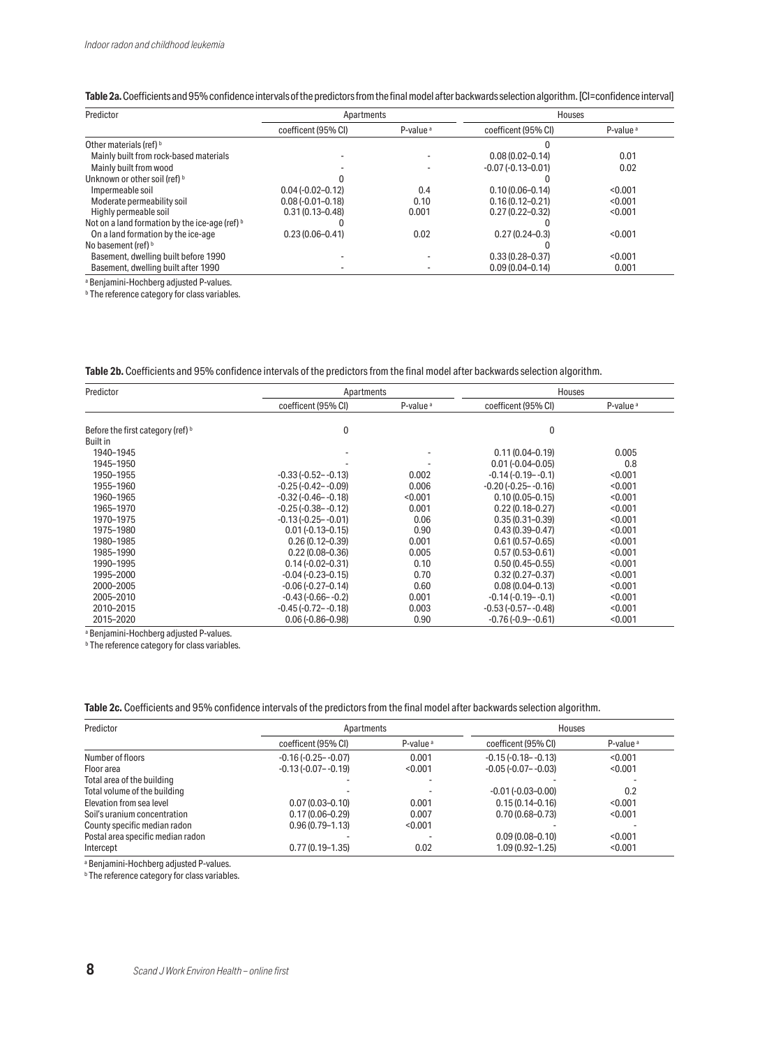**Table 2a.** Coefficients and 95% confidence intervals of the predictors from the final model after backwards selection algorithm. [CI=confidence interval]

| Predictor | Apartments | | Houses | |
|---|---|---|---|---|
| | coefficent (95% CI) | P-value [a] | coefficent (95% CI) | P-value [a] |
| Other materials (ref) [b] | | | 0 | |
| Mainly built from rock-based materials | - | - | 0.08 (0.02–0.14) | 0.01 |
| Mainly built from wood | - | - | -0.07 (-0.13–0.01) | 0.02 |
| Unknown or other soil (ref) [b] | 0 | | 0 | |
| Impermeable soil | 0.04 (-0.02–0.12) | 0.4 | 0.10 (0.06–0.14) | <0.001 |
| Moderate permeability soil | 0.08 (-0.01–0.18) | 0.10 | 0.16 (0.12–0.21) | <0.001 |
| Highly permeable soil | 0.31 (0.13–0.48) | 0.001 | 0.27 (0.22–0.32) | <0.001 |
| Not on a land formation by the ice-age (ref) [b] | 0 | | 0 | |
| On a land formation by the ice-age | 0.23 (0.06–0.41) | 0.02 | 0.27 (0.24–0.3) | <0.001 |
| No basement (ref) [b] | | | 0 | |
| Basement, dwelling built before 1990 | - | - | 0.33 (0.28–0.37) | <0.001 |
| Basement, dwelling built after 1990 | - | - | 0.09 (0.04–0.14) | 0.001 |

[a] Benjamini-Hochberg adjusted P-values.
[b] The reference category for class variables.

**Table 2b.** Coefficients and 95% confidence intervals of the predictors from the final model after backwards selection algorithm.

| Predictor | Apartments | | Houses | |
|---|---|---|---|---|
| | coefficent (95% CI) | P-value [a] | coefficent (95% CI) | P-value [a] |
| Before the first category (ref) [b] | 0 | | 0 | |
| Built in | | | | |
| 1940–1945 | - | - | 0.11 (0.04–0.19) | 0.005 |
| 1945–1950 | - | - | 0.01 (-0.04–0.05) | 0.8 |
| 1950–1955 | -0.33 (-0.52– -0.13) | 0.002 | -0.14 (-0.19– -0.1) | <0.001 |
| 1955–1960 | -0.25 (-0.42– -0.09) | 0.006 | -0.20 (-0.25– -0.16) | <0.001 |
| 1960–1965 | -0.32 (-0.46– -0.18) | <0.001 | 0.10 (0.05–0.15) | <0.001 |
| 1965–1970 | -0.25 (-0.38– -0.12) | 0.001 | 0.22 (0.18–0.27) | <0.001 |
| 1970–1975 | -0.13 (-0.25– -0.01) | 0.06 | 0.35 (0.31–0.39) | <0.001 |
| 1975–1980 | 0.01 (-0.13–0.15) | 0.90 | 0.43 (0.39–0.47) | <0.001 |
| 1980–1985 | 0.26 (0.12–0.39) | 0.001 | 0.61 (0.57–0.65) | <0.001 |
| 1985–1990 | 0.22 (0.08–0.36) | 0.005 | 0.57 (0.53–0.61) | <0.001 |
| 1990–1995 | 0.14 (-0.02–0.31) | 0.10 | 0.50 (0.45–0.55) | <0.001 |
| 1995–2000 | -0.04 (-0.23–0.15) | 0.70 | 0.32 (0.27–0.37) | <0.001 |
| 2000–2005 | -0.06 (-0.27–0.14) | 0.60 | 0.08 (0.04–0.13) | <0.001 |
| 2005–2010 | -0.43 (-0.66– -0.2) | 0.001 | -0.14 (-0.19– -0.1) | <0.001 |
| 2010–2015 | -0.45 (-0.72– -0.18) | 0.003 | -0.53 (-0.57– -0.48) | <0.001 |
| 2015–2020 | 0.06 (-0.86–0.98) | 0.90 | -0.76 (-0.9– -0.61) | <0.001 |

[a] Benjamini-Hochberg adjusted P-values.
[b] The reference category for class variables.

**Table 2c.** Coefficients and 95% confidence intervals of the predictors from the final model after backwards selection algorithm.

| Predictor | Apartments | | Houses | |
|---|---|---|---|---|
| | coefficent (95% CI) | P-value [a] | coefficent (95% CI) | P-value [a] |
| Number of floors | -0.16 (-0.25– -0.07) | 0.001 | -0.15 (-0.18– -0.13) | <0.001 |
| Floor area | -0.13 (-0.07– -0.19) | <0.001 | -0.05 (-0.07– -0.03) | <0.001 |
| Total area of the building | - | - | - | - |
| Total volume of the building | - | - | -0.01 (-0.03–0.00) | 0.2 |
| Elevation from sea level | 0.07 (0.03–0.10) | 0.001 | 0.15 (0.14–0.16) | <0.001 |
| Soil's uranium concentration | 0.17 (0.06–0.29) | 0.007 | 0.70 (0.68–0.73) | <0.001 |
| County specific median radon | 0.96 (0.79–1.13) | <0.001 | - | - |
| Postal area specific median radon | - | - | 0.09 (0.08–0.10) | <0.001 |
| Intercept | 0.77 (0.19–1.35) | 0.02 | 1.09 (0.92–1.25) | <0.001 |

[a] Benjamini-Hochberg adjusted P-values.
[b] The reference category for class variables.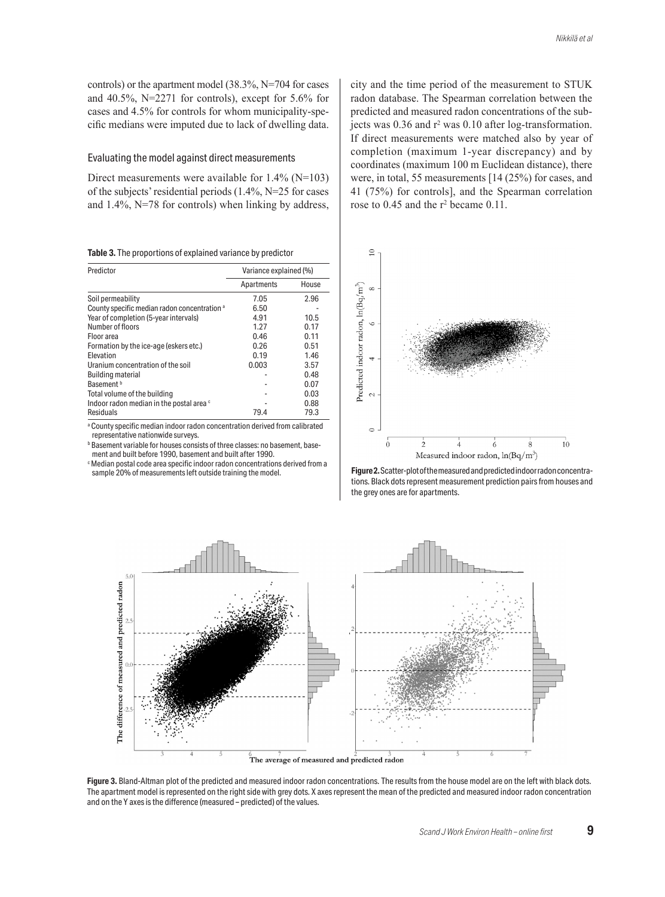controls) or the apartment model (38.3%, N=704 for cases and 40.5%, N=2271 for controls), except for 5.6% for cases and 4.5% for controls for whom municipality-specific medians were imputed due to lack of dwelling data.

### Evaluating the model against direct measurements

Direct measurements were available for 1.4% (N=103) of the subjects' residential periods (1.4%, N=25 for cases and 1.4%, N=78 for controls) when linking by address, city and the time period of the measurement to STUK radon database. The Spearman correlation between the predicted and measured radon concentrations of the subjects was 0.36 and $r^2$ was 0.10 after log-transformation. If direct measurements were matched also by year of completion (maximum 1-year discrepancy) and by coordinates (maximum 100 m Euclidean distance), there were, in total, 55 measurements [14 (25%) for cases, and 41 (75%) for controls], and the Spearman correlation rose to 0.45 and the $r^2$ became 0.11.

**Table 3.** The proportions of explained variance by predictor

| Predictor | Variance explained (%) | |
|---|---|---|
| | Apartments | House |
| Soil permeability | 7.05 | 2.96 |
| County specific median radon concentration [a] | 6.50 | - |
| Year of completion (5-year intervals) | 4.91 | 10.5 |
| Number of floors | 1.27 | 0.17 |
| Floor area | 0.46 | 0.11 |
| Formation by the ice-age (eskers etc.) | 0.26 | 0.51 |
| Elevation | 0.19 | 1.46 |
| Uranium concentration of the soil | 0.003 | 3.57 |
| Building material | - | 0.48 |
| Basement [b] | - | 0.07 |
| Total volume of the building | - | 0.03 |
| Indoor radon median in the postal area [c] | - | 0.88 |
| Residuals | 79.4 | 79.3 |

[a] County specific median indoor radon concentration derived from calibrated representative nationwide surveys.
[b] Basement variable for houses consists of three classes: no basement, basement and built before 1990, basement and built after 1990.
[c] Median postal code area specific indoor radon concentrations derived from a sample 20% of measurements left outside training the model.

**Figure 2.** Scatter-plot of the measured and predicted indoor radon concentrations. Black dots represent measurement prediction pairs from houses and the grey ones are for apartments.

**Figure 3.** Bland-Altman plot of the predicted and measured indoor radon concentrations. The results from the house model are on the left with black dots. The apartment model is represented on the right side with grey dots. X axes represent the mean of the predicted and measured indoor radon concentration and on the Y axes is the difference (measured – predicted) of the values.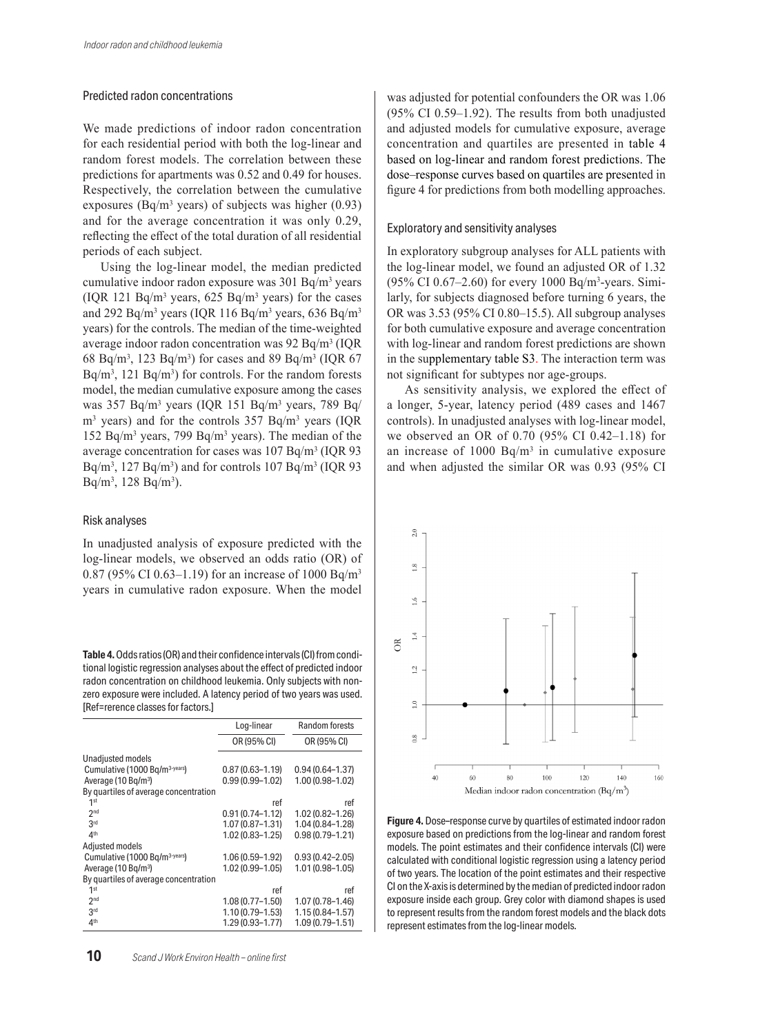### Predicted radon concentrations

We made predictions of indoor radon concentration for each residential period with both the log-linear and random forest models. The correlation between these predictions for apartments was 0.52 and 0.49 for houses. Respectively, the correlation between the cumulative exposures (Bq/m$^3$ years) of subjects was higher (0.93) and for the average concentration it was only 0.29, reflecting the effect of the total duration of all residential periods of each subject.

Using the log-linear model, the median predicted cumulative indoor radon exposure was 301 Bq/m$^3$ years (IQR 121 Bq/m$^3$ years, 625 Bq/m$^3$ years) for the cases and 292 Bq/m$^3$ years (IQR 116 Bq/m$^3$ years, 636 Bq/m$^3$ years) for the controls. The median of the time-weighted average indoor radon concentration was 92 Bq/m$^3$ (IQR 68 Bq/m$^3$, 123 Bq/m$^3$) for cases and 89 Bq/m$^3$ (IQR 67 Bq/m$^3$, 121 Bq/m$^3$) for controls. For the random forests model, the median cumulative exposure among the cases was 357 Bq/m$^3$ years (IQR 151 Bq/m$^3$ years, 789 Bq/m$^3$ years) and for the controls 357 Bq/m$^3$ years (IQR 152 Bq/m$^3$ years, 799 Bq/m$^3$ years). The median of the average concentration for cases was 107 Bq/m$^3$ (IQR 93 Bq/m$^3$, 127 Bq/m$^3$) and for controls 107 Bq/m$^3$ (IQR 93 Bq/m$^3$, 128 Bq/m$^3$).

### Risk analyses

In unadjusted analysis of exposure predicted with the log-linear models, we observed an odds ratio (OR) of 0.87 (95% CI 0.63–1.19) for an increase of 1000 Bq/m$^3$ years in cumulative radon exposure. When the model was adjusted for potential confounders the OR was 1.06 (95% CI 0.59–1.92). The results from both unadjusted and adjusted models for cumulative exposure, average concentration and quartiles are presented in table 4 based on log-linear and random forest predictions. The dose–response curves based on quartiles are presented in figure 4 for predictions from both modelling approaches.

**Table 4.** Odds ratios (OR) and their confidence intervals (CI) from conditional logistic regression analyses about the effect of predicted indoor radon concentration on childhood leukemia. Only subjects with non-zero exposure were included. A latency period of two years was used. [Ref=rerence classes for factors.]

| | Log-linear | Random forests |
|---|---|---|
| | OR (95% CI) | OR (95% CI) |
| Unadjusted models | | |
| Cumulative (1000 Bq/m$^3$-years) | 0.87 (0.63–1.19) | 0.94 (0.64–1.37) |
| Average (10 Bq/m$^3$) | 0.99 (0.99–1.02) | 1.00 (0.98–1.02) |
| By quartiles of average concentration | | |
| 1st | ref | ref |
| 2nd | 0.91 (0.74–1.12) | 1.02 (0.82–1.26) |
| 3rd | 1.07 (0.87–1.31) | 1.04 (0.84–1.28) |
| 4th | 1.02 (0.83–1.25) | 0.98 (0.79–1.21) |
| Adjusted models | | |
| Cumulative (1000 Bq/m$^3$-years) | 1.06 (0.59–1.92) | 0.93 (0.42–2.05) |
| Average (10 Bq/m$^3$) | 1.02 (0.99–1.05) | 1.01 (0.98–1.05) |
| By quartiles of average concentration | | |
| 1st | ref | ref |
| 2nd | 1.08 (0.77–1.50) | 1.07 (0.78–1.46) |
| 3rd | 1.10 (0.79–1.53) | 1.15 (0.84–1.57) |
| 4th | 1.29 (0.93–1.77) | 1.09 (0.79–1.51) |

### Exploratory and sensitivity analyses

In exploratory subgroup analyses for ALL patients with the log-linear model, we found an adjusted OR of 1.32 (95% CI 0.67–2.60) for every 1000 Bq/m$^3$-years. Similarly, for subjects diagnosed before turning 6 years, the OR was 3.53 (95% CI 0.80–15.5). All subgroup analyses for both cumulative exposure and average concentration with log-linear and random forest predictions are shown in the supplementary table S3. The interaction term was not significant for subtypes nor age-groups.

As sensitivity analysis, we explored the effect of a longer, 5-year, latency period (489 cases and 1467 controls). In unadjusted analyses with log-linear model, we observed an OR of 0.70 (95% CI 0.42–1.18) for an increase of 1000 Bq/m$^3$ in cumulative exposure and when adjusted the similar OR was 0.93 (95% CI

**Figure 4.** Dose–response curve by quartiles of estimated indoor radon exposure based on predictions from the log-linear and random forest models. The point estimates and their confidence intervals (CI) were calculated with conditional logistic regression using a latency period of two years. The location of the point estimates and their respective CI on the X-axis is determined by the median of predicted indoor radon exposure inside each group. Grey color with diamond shapes is used to represent results from the random forest models and the black dots represent estimates from the log-linear models.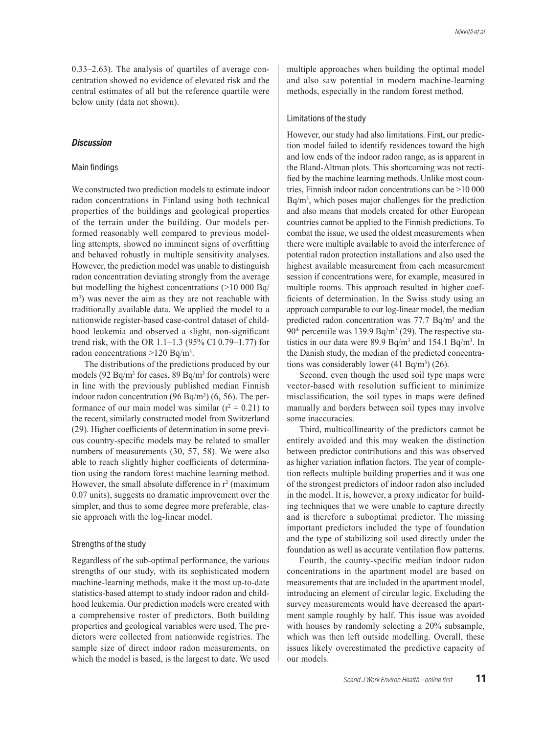0.33–2.63). The analysis of quartiles of average concentration showed no evidence of elevated risk and the central estimates of all but the reference quartile were below unity (data not shown).

## *Discussion*

### Main findings

We constructed two prediction models to estimate indoor radon concentrations in Finland using both technical properties of the buildings and geological properties of the terrain under the building. Our models performed reasonably well compared to previous modelling attempts, showed no imminent signs of overfitting and behaved robustly in multiple sensitivity analyses. However, the prediction model was unable to distinguish radon concentration deviating strongly from the average but modelling the highest concentrations (>10 000 Bq/m$^3$) was never the aim as they are not reachable with traditionally available data. We applied the model to a nationwide register-based case-control dataset of childhood leukemia and observed a slight, non-significant trend risk, with the OR 1.1–1.3 (95% CI 0.79–1.77) for radon concentrations >120 Bq/m$^3$.

The distributions of the predictions produced by our models (92 Bq/m$^3$ for cases, 89 Bq/m$^3$ for controls) were in line with the previously published median Finnish indoor radon concentration (96 Bq/m$^3$) (6, 56). The performance of our main model was similar ($r^2 = 0.21$) to the recent, similarly constructed model from Switzerland (29). Higher coefficients of determination in some previous country-specific models may be related to smaller numbers of measurements (30, 57, 58). We were also able to reach slightly higher coefficients of determination using the random forest machine learning method. However, the small absolute difference in $r^2$ (maximum 0.07 units), suggests no dramatic improvement over the simpler, and thus to some degree more preferable, classic approach with the log-linear model.

### Strengths of the study

Regardless of the sub-optimal performance, the various strengths of our study, with its sophisticated modern machine-learning methods, make it the most up-to-date statistics-based attempt to study indoor radon and childhood leukemia. Our prediction models were created with a comprehensive roster of predictors. Both building properties and geological variables were used. The predictors were collected from nationwide registries. The sample size of direct indoor radon measurements, on which the model is based, is the largest to date. We used multiple approaches when building the optimal model and also saw potential in modern machine-learning methods, especially in the random forest method.

### Limitations of the study

However, our study had also limitations. First, our prediction model failed to identify residences toward the high and low ends of the indoor radon range, as is apparent in the Bland-Altman plots. This shortcoming was not rectified by the machine learning methods. Unlike most countries, Finnish indoor radon concentrations can be >10 000 Bq/m$^3$, which poses major challenges for the prediction and also means that models created for other European countries cannot be applied to the Finnish predictions. To combat the issue, we used the oldest measurements when there were multiple available to avoid the interference of potential radon protection installations and also used the highest available measurement from each measurement session if concentrations were, for example, measured in multiple rooms. This approach resulted in higher coefficients of determination. In the Swiss study using an approach comparable to our log-linear model, the median predicted radon concentration was 77.7 Bq/m$^3$ and the 90$^{th}$ percentile was 139.9 Bq/m$^3$ (29). The respective statistics in our data were 89.9 Bq/m$^3$ and 154.1 Bq/m$^3$. In the Danish study, the median of the predicted concentrations was considerably lower (41 Bq/m$^3$) (26).

Second, even though the used soil type maps were vector-based with resolution sufficient to minimize misclassification, the soil types in maps were defined manually and borders between soil types may involve some inaccuracies.

Third, multicollinearity of the predictors cannot be entirely avoided and this may weaken the distinction between predictor contributions and this was observed as higher variation inflation factors. The year of completion reflects multiple building properties and it was one of the strongest predictors of indoor radon also included in the model. It is, however, a proxy indicator for building techniques that we were unable to capture directly and is therefore a suboptimal predictor. The missing important predictors included the type of foundation and the type of stabilizing soil used directly under the foundation as well as accurate ventilation flow patterns.

Fourth, the county-specific median indoor radon concentrations in the apartment model are based on measurements that are included in the apartment model, introducing an element of circular logic. Excluding the survey measurements would have decreased the apartment sample roughly by half. This issue was avoided with houses by randomly selecting a 20% subsample, which was then left outside modelling. Overall, these issues likely overestimated the predictive capacity of our models.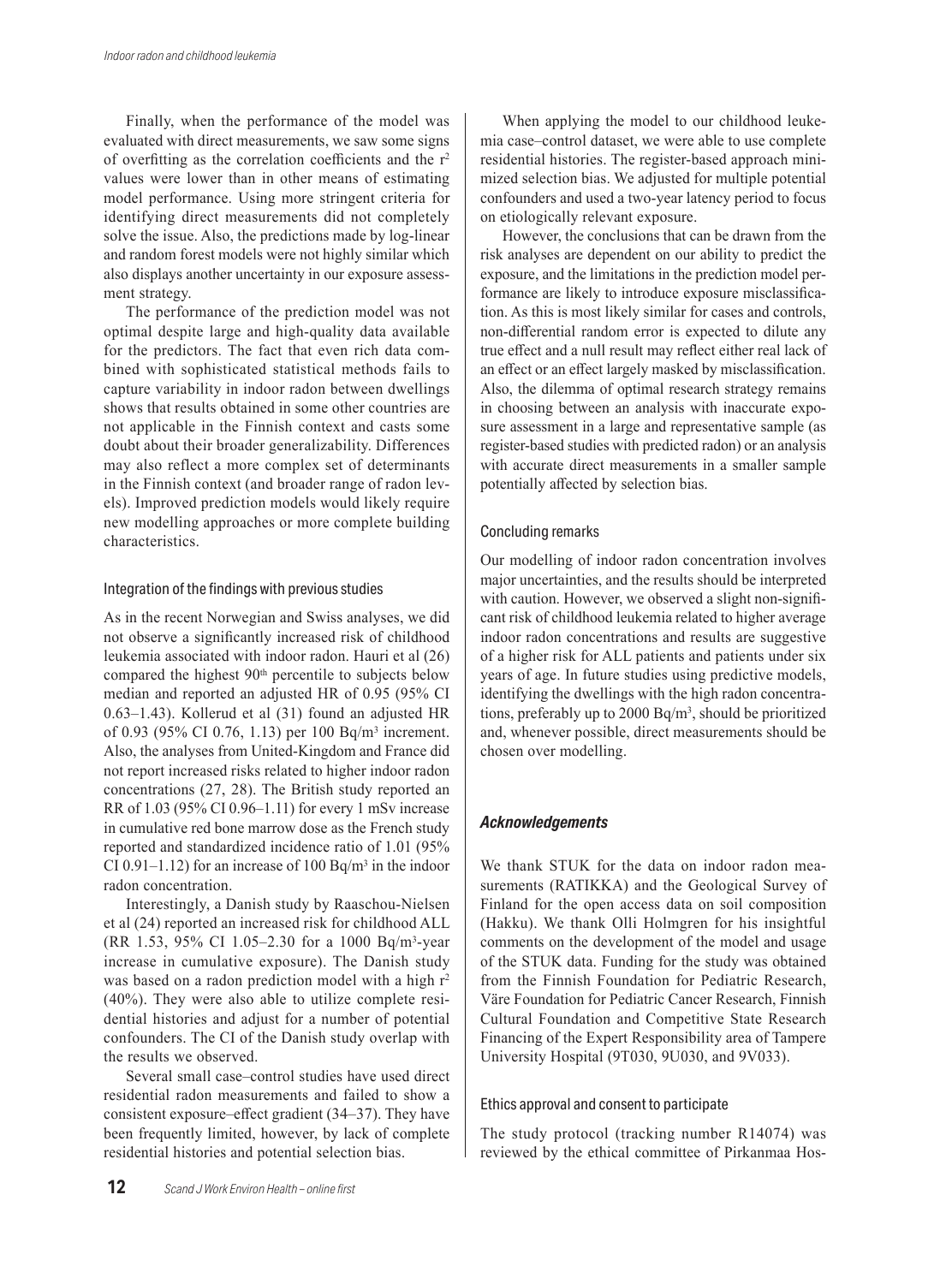Finally, when the performance of the model was evaluated with direct measurements, we saw some signs of overfitting as the correlation coefficients and the $r^2$ values were lower than in other means of estimating model performance. Using more stringent criteria for identifying direct measurements did not completely solve the issue. Also, the predictions made by log-linear and random forest models were not highly similar which also displays another uncertainty in our exposure assessment strategy.

The performance of the prediction model was not optimal despite large and high-quality data available for the predictors. The fact that even rich data combined with sophisticated statistical methods fails to capture variability in indoor radon between dwellings shows that results obtained in some other countries are not applicable in the Finnish context and casts some doubt about their broader generalizability. Differences may also reflect a more complex set of determinants in the Finnish context (and broader range of radon levels). Improved prediction models would likely require new modelling approaches or more complete building characteristics.

### Integration of the findings with previous studies

As in the recent Norwegian and Swiss analyses, we did not observe a significantly increased risk of childhood leukemia associated with indoor radon. Hauri et al (26) compared the highest 90th percentile to subjects below median and reported an adjusted HR of 0.95 (95% CI 0.63–1.43). Kollerud et al (31) found an adjusted HR of 0.93 (95% CI 0.76, 1.13) per 100 Bq/m$^3$ increment. Also, the analyses from United-Kingdom and France did not report increased risks related to higher indoor radon concentrations (27, 28). The British study reported an RR of 1.03 (95% CI 0.96–1.11) for every 1 mSv increase in cumulative red bone marrow dose as the French study reported and standardized incidence ratio of 1.01 (95% CI 0.91–1.12) for an increase of 100 Bq/m$^3$ in the indoor radon concentration.

Interestingly, a Danish study by Raaschou-Nielsen et al (24) reported an increased risk for childhood ALL (RR 1.53, 95% CI 1.05–2.30 for a 1000 Bq/m$^3$-year increase in cumulative exposure). The Danish study was based on a radon prediction model with a high $r^2$ (40%). They were also able to utilize complete residential histories and adjust for a number of potential confounders. The CI of the Danish study overlap with the results we observed.

Several small case–control studies have used direct residential radon measurements and failed to show a consistent exposure–effect gradient (34–37). They have been frequently limited, however, by lack of complete residential histories and potential selection bias.

When applying the model to our childhood leukemia case–control dataset, we were able to use complete residential histories. The register-based approach minimized selection bias. We adjusted for multiple potential confounders and used a two-year latency period to focus on etiologically relevant exposure.

However, the conclusions that can be drawn from the risk analyses are dependent on our ability to predict the exposure, and the limitations in the prediction model performance are likely to introduce exposure misclassification. As this is most likely similar for cases and controls, non-differential random error is expected to dilute any true effect and a null result may reflect either real lack of an effect or an effect largely masked by misclassification. Also, the dilemma of optimal research strategy remains in choosing between an analysis with inaccurate exposure assessment in a large and representative sample (as register-based studies with predicted radon) or an analysis with accurate direct measurements in a smaller sample potentially affected by selection bias.

### Concluding remarks

Our modelling of indoor radon concentration involves major uncertainties, and the results should be interpreted with caution. However, we observed a slight non-significant risk of childhood leukemia related to higher average indoor radon concentrations and results are suggestive of a higher risk for ALL patients and patients under six years of age. In future studies using predictive models, identifying the dwellings with the high radon concentrations, preferably up to 2000 Bq/m$^3$, should be prioritized and, whenever possible, direct measurements should be chosen over modelling.

## Acknowledgements

We thank STUK for the data on indoor radon measurements (RATIKKA) and the Geological Survey of Finland for the open access data on soil composition (Hakku). We thank Olli Holmgren for his insightful comments on the development of the model and usage of the STUK data. Funding for the study was obtained from the Finnish Foundation for Pediatric Research, Väre Foundation for Pediatric Cancer Research, Finnish Cultural Foundation and Competitive State Research Financing of the Expert Responsibility area of Tampere University Hospital (9T030, 9U030, and 9V033).

### Ethics approval and consent to participate

The study protocol (tracking number R14074) was reviewed by the ethical committee of Pirkanmaa Hos-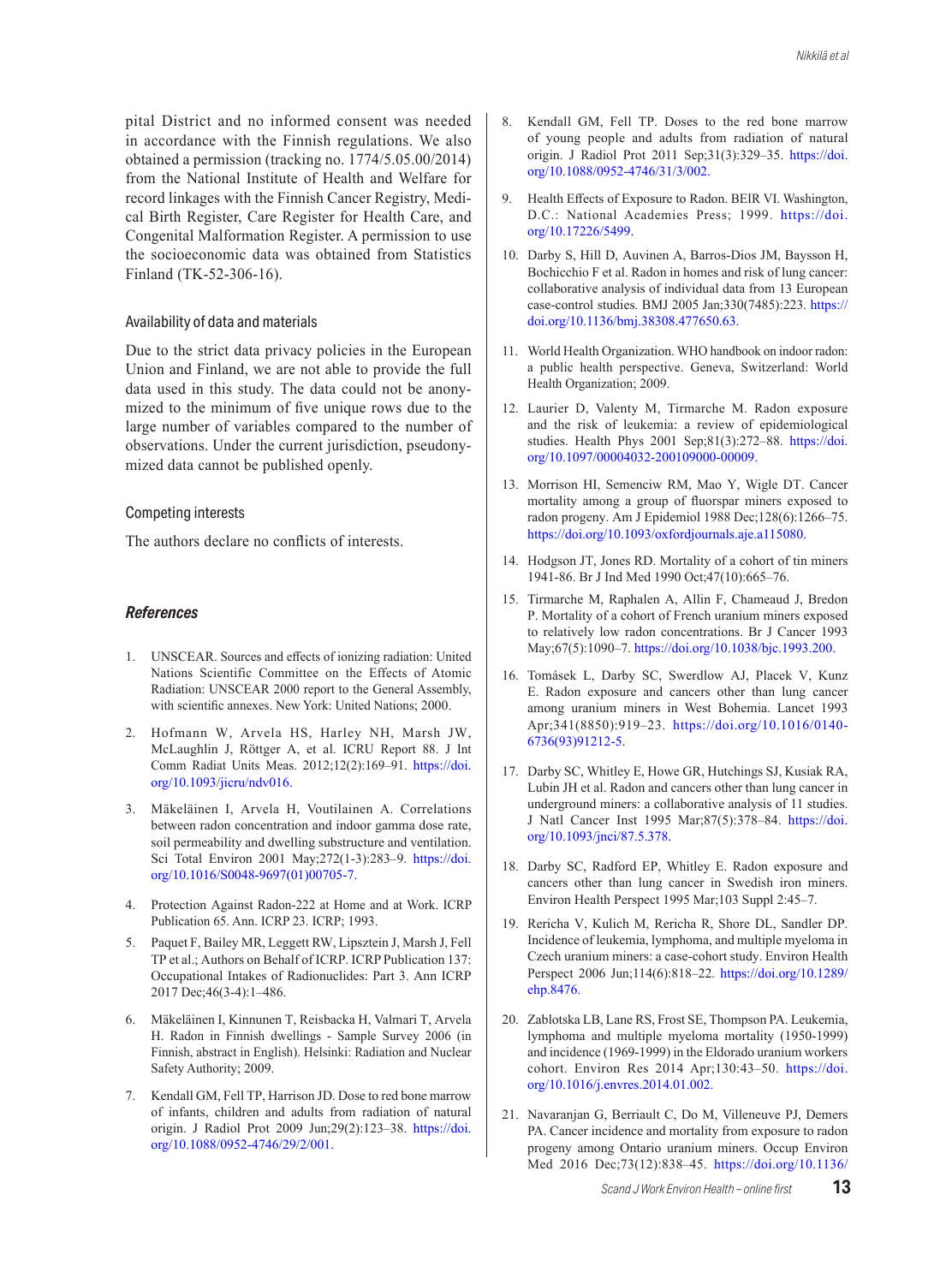pital District and no informed consent was needed in accordance with the Finnish regulations. We also obtained a permission (tracking no. 1774/5.05.00/2014) from the National Institute of Health and Welfare for record linkages with the Finnish Cancer Registry, Medical Birth Register, Care Register for Health Care, and Congenital Malformation Register. A permission to use the socioeconomic data was obtained from Statistics Finland (TK-52-306-16).

### Availability of data and materials

Due to the strict data privacy policies in the European Union and Finland, we are not able to provide the full data used in this study. The data could not be anonymized to the minimum of five unique rows due to the large number of variables compared to the number of observations. Under the current jurisdiction, pseudonymized data cannot be published openly.

### Competing interests

The authors declare no conflicts of interests.

## References

1. UNSCEAR. Sources and effects of ionizing radiation: United Nations Scientific Committee on the Effects of Atomic Radiation: UNSCEAR 2000 report to the General Assembly, with scientific annexes. New York: United Nations; 2000.
2. Hofmann W, Arvela HS, Harley NH, Marsh JW, McLaughlin J, Röttger A, et al. ICRU Report 88. J Int Comm Radiat Units Meas. 2012;12(2):169–91. https://doi.org/10.1093/jicru/ndv016.
3. Mäkeläinen I, Arvela H, Voutilainen A. Correlations between radon concentration and indoor gamma dose rate, soil permeability and dwelling substructure and ventilation. Sci Total Environ 2001 May;272(1-3):283–9. https://doi.org/10.1016/S0048-9697(01)00705-7.
4. Protection Against Radon-222 at Home and at Work. ICRP Publication 65. Ann. ICRP 23. ICRP; 1993.
5. Paquet F, Bailey MR, Leggett RW, Lipsztein J, Marsh J, Fell TP et al.; Authors on Behalf of ICRP. ICRP Publication 137: Occupational Intakes of Radionuclides: Part 3. Ann ICRP 2017 Dec;46(3-4):1–486.
6. Mäkeläinen I, Kinnunen T, Reisbacka H, Valmari T, Arvela H. Radon in Finnish dwellings - Sample Survey 2006 (in Finnish, abstract in English). Helsinki: Radiation and Nuclear Safety Authority; 2009.
7. Kendall GM, Fell TP, Harrison JD. Dose to red bone marrow of infants, children and adults from radiation of natural origin. J Radiol Prot 2009 Jun;29(2):123–38. https://doi.org/10.1088/0952-4746/29/2/001.
8. Kendall GM, Fell TP. Doses to the red bone marrow of young people and adults from radiation of natural origin. J Radiol Prot 2011 Sep;31(3):329–35. https://doi.org/10.1088/0952-4746/31/3/002.
9. Health Effects of Exposure to Radon. BEIR VI. Washington, D.C.: National Academies Press; 1999. https://doi.org/10.17226/5499.
10. Darby S, Hill D, Auvinen A, Barros-Dios JM, Baysson H, Bochicchio F et al. Radon in homes and risk of lung cancer: collaborative analysis of individual data from 13 European case-control studies. BMJ 2005 Jan;330(7485):223. https://doi.org/10.1136/bmj.38308.477650.63.
11. World Health Organization. WHO handbook on indoor radon: a public health perspective. Geneva, Switzerland: World Health Organization; 2009.
12. Laurier D, Valenty M, Tirmarche M. Radon exposure and the risk of leukemia: a review of epidemiological studies. Health Phys 2001 Sep;81(3):272–88. https://doi.org/10.1097/00004032-200109000-00009.
13. Morrison HI, Semenciw RM, Mao Y, Wigle DT. Cancer mortality among a group of fluorspar miners exposed to radon progeny. Am J Epidemiol 1988 Dec;128(6):1266–75. https://doi.org/10.1093/oxfordjournals.aje.a115080.
14. Hodgson JT, Jones RD. Mortality of a cohort of tin miners 1941-86. Br J Ind Med 1990 Oct;47(10):665–76.
15. Tirmarche M, Raphalen A, Allin F, Chameaud J, Bredon P. Mortality of a cohort of French uranium miners exposed to relatively low radon concentrations. Br J Cancer 1993 May;67(5):1090–7. https://doi.org/10.1038/bjc.1993.200.
16. Tomásek L, Darby SC, Swerdlow AJ, Placek V, Kunz E. Radon exposure and cancers other than lung cancer among uranium miners in West Bohemia. Lancet 1993 Apr;341(8850):919–23. https://doi.org/10.1016/0140-6736(93)91212-5.
17. Darby SC, Whitley E, Howe GR, Hutchings SJ, Kusiak RA, Lubin JH et al. Radon and cancers other than lung cancer in underground miners: a collaborative analysis of 11 studies. J Natl Cancer Inst 1995 Mar;87(5):378–84. https://doi.org/10.1093/jnci/87.5.378.
18. Darby SC, Radford EP, Whitley E. Radon exposure and cancers other than lung cancer in Swedish iron miners. Environ Health Perspect 1995 Mar;103 Suppl 2:45–7.
19. Rericha V, Kulich M, Rericha R, Shore DL, Sandler DP. Incidence of leukemia, lymphoma, and multiple myeloma in Czech uranium miners: a case-cohort study. Environ Health Perspect 2006 Jun;114(6):818–22. https://doi.org/10.1289/ehp.8476.
20. Zablotska LB, Lane RS, Frost SE, Thompson PA. Leukemia, lymphoma and multiple myeloma mortality (1950-1999) and incidence (1969-1999) in the Eldorado uranium workers cohort. Environ Res 2014 Apr;130:43–50. https://doi.org/10.1016/j.envres.2014.01.002.
21. Navaranjan G, Berriault C, Do M, Villeneuve PJ, Demers PA. Cancer incidence and mortality from exposure to radon progeny among Ontario uranium miners. Occup Environ Med 2016 Dec;73(12):838–45. https://doi.org/10.1136/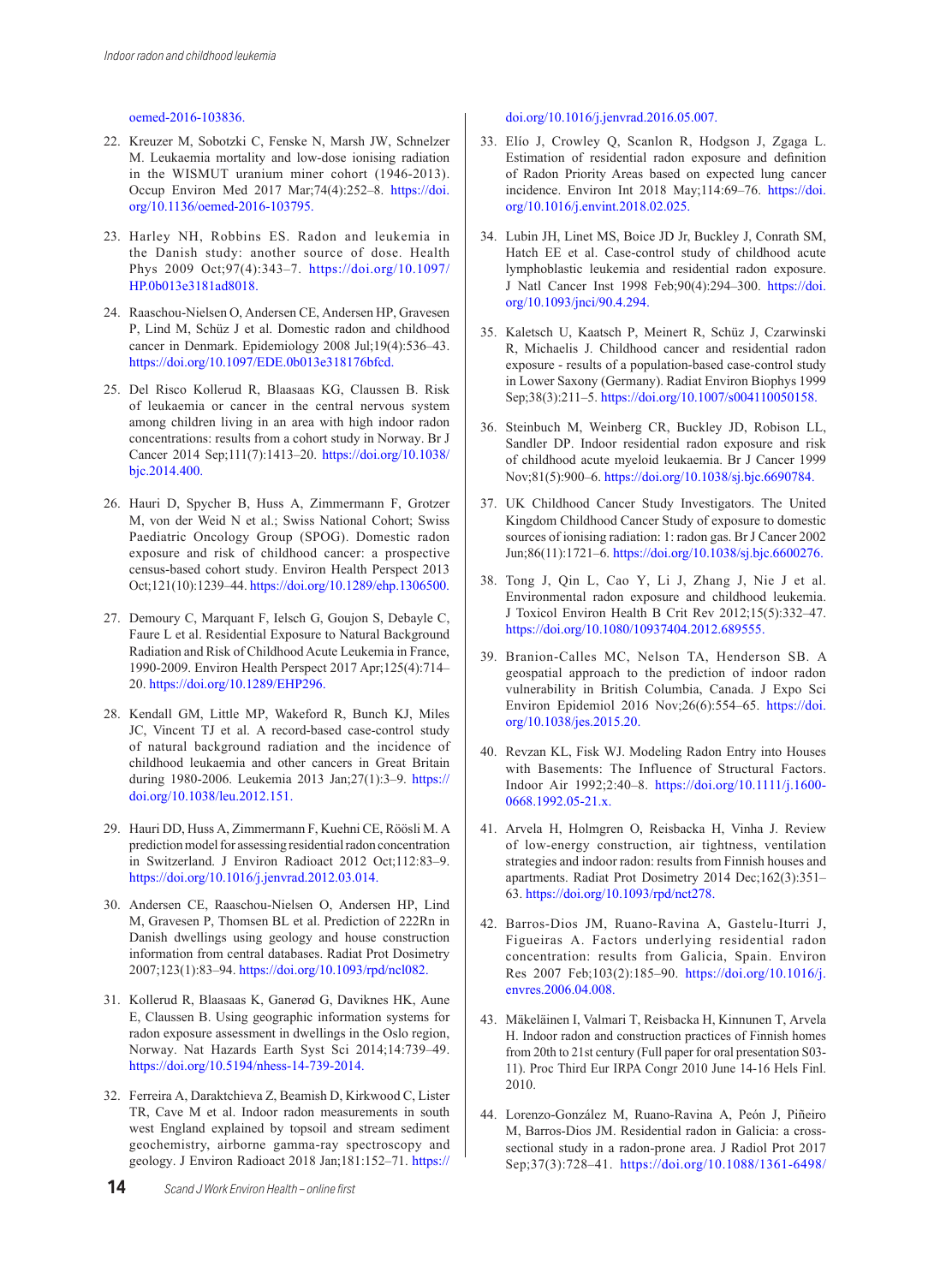oemed-2016-103836.

22. Kreuzer M, Sobotzki C, Fenske N, Marsh JW, Schnelzer M. Leukaemia mortality and low-dose ionising radiation in the WISMUT uranium miner cohort (1946-2013). Occup Environ Med 2017 Mar;74(4):252–8. https://doi.org/10.1136/oemed-2016-103795.

23. Harley NH, Robbins ES. Radon and leukemia in the Danish study: another source of dose. Health Phys 2009 Oct;97(4):343–7. https://doi.org/10.1097/HP.0b013e3181ad8018.

24. Raaschou-Nielsen O, Andersen CE, Andersen HP, Gravesen P, Lind M, Schüz J et al. Domestic radon and childhood cancer in Denmark. Epidemiology 2008 Jul;19(4):536–43. https://doi.org/10.1097/EDE.0b013e318176bfcd.

25. Del Risco Kollerud R, Blaasaas KG, Claussen B. Risk of leukaemia or cancer in the central nervous system among children living in an area with high indoor radon concentrations: results from a cohort study in Norway. Br J Cancer 2014 Sep;111(7):1413–20. https://doi.org/10.1038/bjc.2014.400.

26. Hauri D, Spycher B, Huss A, Zimmermann F, Grotzer M, von der Weid N et al.; Swiss National Cohort; Swiss Paediatric Oncology Group (SPOG). Domestic radon exposure and risk of childhood cancer: a prospective census-based cohort study. Environ Health Perspect 2013 Oct;121(10):1239–44. https://doi.org/10.1289/ehp.1306500.

27. Demoury C, Marquant F, Ielsch G, Goujon S, Debayle C, Faure L et al. Residential Exposure to Natural Background Radiation and Risk of Childhood Acute Leukemia in France, 1990-2009. Environ Health Perspect 2017 Apr;125(4):714–20. https://doi.org/10.1289/EHP296.

28. Kendall GM, Little MP, Wakeford R, Bunch KJ, Miles JC, Vincent TJ et al. A record-based case-control study of natural background radiation and the incidence of childhood leukaemia and other cancers in Great Britain during 1980-2006. Leukemia 2013 Jan;27(1):3–9. https://doi.org/10.1038/leu.2012.151.

29. Hauri DD, Huss A, Zimmermann F, Kuehni CE, Röösli M. A prediction model for assessing residential radon concentration in Switzerland. J Environ Radioact 2012 Oct;112:83–9. https://doi.org/10.1016/j.jenvrad.2012.03.014.

30. Andersen CE, Raaschou-Nielsen O, Andersen HP, Lind M, Gravesen P, Thomsen BL et al. Prediction of 222Rn in Danish dwellings using geology and house construction information from central databases. Radiat Prot Dosimetry 2007;123(1):83–94. https://doi.org/10.1093/rpd/ncl082.

31. Kollerud R, Blaasaas K, Ganerød G, Daviknes HK, Aune E, Claussen B. Using geographic information systems for radon exposure assessment in dwellings in the Oslo region, Norway. Nat Hazards Earth Syst Sci 2014;14:739–49. https://doi.org/10.5194/nhess-14-739-2014.

32. Ferreira A, Daraktchieva Z, Beamish D, Kirkwood C, Lister TR, Cave M et al. Indoor radon measurements in south west England explained by topsoil and stream sediment geochemistry, airborne gamma-ray spectroscopy and geology. J Environ Radioact 2018 Jan;181:152–71. https://doi.org/10.1016/j.jenvrad.2016.05.007.

33. Elío J, Crowley Q, Scanlon R, Hodgson J, Zgaga L. Estimation of residential radon exposure and definition of Radon Priority Areas based on expected lung cancer incidence. Environ Int 2018 May;114:69–76. https://doi.org/10.1016/j.envint.2018.02.025.

34. Lubin JH, Linet MS, Boice JD Jr, Buckley J, Conrath SM, Hatch EE et al. Case-control study of childhood acute lymphoblastic leukemia and residential radon exposure. J Natl Cancer Inst 1998 Feb;90(4):294–300. https://doi.org/10.1093/jnci/90.4.294.

35. Kaletsch U, Kaatsch P, Meinert R, Schüz J, Czarwinski R, Michaelis J. Childhood cancer and residential radon exposure - results of a population-based case-control study in Lower Saxony (Germany). Radiat Environ Biophys 1999 Sep;38(3):211–5. https://doi.org/10.1007/s004110050158.

36. Steinbuch M, Weinberg CR, Buckley JD, Robison LL, Sandler DP. Indoor residential radon exposure and risk of childhood acute myeloid leukaemia. Br J Cancer 1999 Nov;81(5):900–6. https://doi.org/10.1038/sj.bjc.6690784.

37. UK Childhood Cancer Study Investigators. The United Kingdom Childhood Cancer Study of exposure to domestic sources of ionising radiation: 1: radon gas. Br J Cancer 2002 Jun;86(11):1721–6. https://doi.org/10.1038/sj.bjc.6600276.

38. Tong J, Qin L, Cao Y, Li J, Zhang J, Nie J et al. Environmental radon exposure and childhood leukemia. J Toxicol Environ Health B Crit Rev 2012;15(5):332–47. https://doi.org/10.1080/10937404.2012.689555.

39. Branion-Calles MC, Nelson TA, Henderson SB. A geospatial approach to the prediction of indoor radon vulnerability in British Columbia, Canada. J Expo Sci Environ Epidemiol 2016 Nov;26(6):554–65. https://doi.org/10.1038/jes.2015.20.

40. Revzan KL, Fisk WJ. Modeling Radon Entry into Houses with Basements: The Influence of Structural Factors. Indoor Air 1992;2:40–8. https://doi.org/10.1111/j.1600-0668.1992.05-21.x.

41. Arvela H, Holmgren O, Reisbacka H, Vinha J. Review of low-energy construction, air tightness, ventilation strategies and indoor radon: results from Finnish houses and apartments. Radiat Prot Dosimetry 2014 Dec;162(3):351–63. https://doi.org/10.1093/rpd/nct278.

42. Barros-Dios JM, Ruano-Ravina A, Gastelu-Iturri J, Figueiras A. Factors underlying residential radon concentration: results from Galicia, Spain. Environ Res 2007 Feb;103(2):185–90. https://doi.org/10.1016/j.envres.2006.04.008.

43. Mäkeläinen I, Valmari T, Reisbacka H, Kinnunen T, Arvela H. Indoor radon and construction practices of Finnish homes from 20th to 21st century (Full paper for oral presentation S03-11). Proc Third Eur IRPA Congr 2010 June 14-16 Hels Finl. 2010.

44. Lorenzo-González M, Ruano-Ravina A, Peón J, Piñeiro M, Barros-Dios JM. Residential radon in Galicia: a cross-sectional study in a radon-prone area. J Radiol Prot 2017 Sep;37(3):728–41. https://doi.org/10.1088/1361-6498/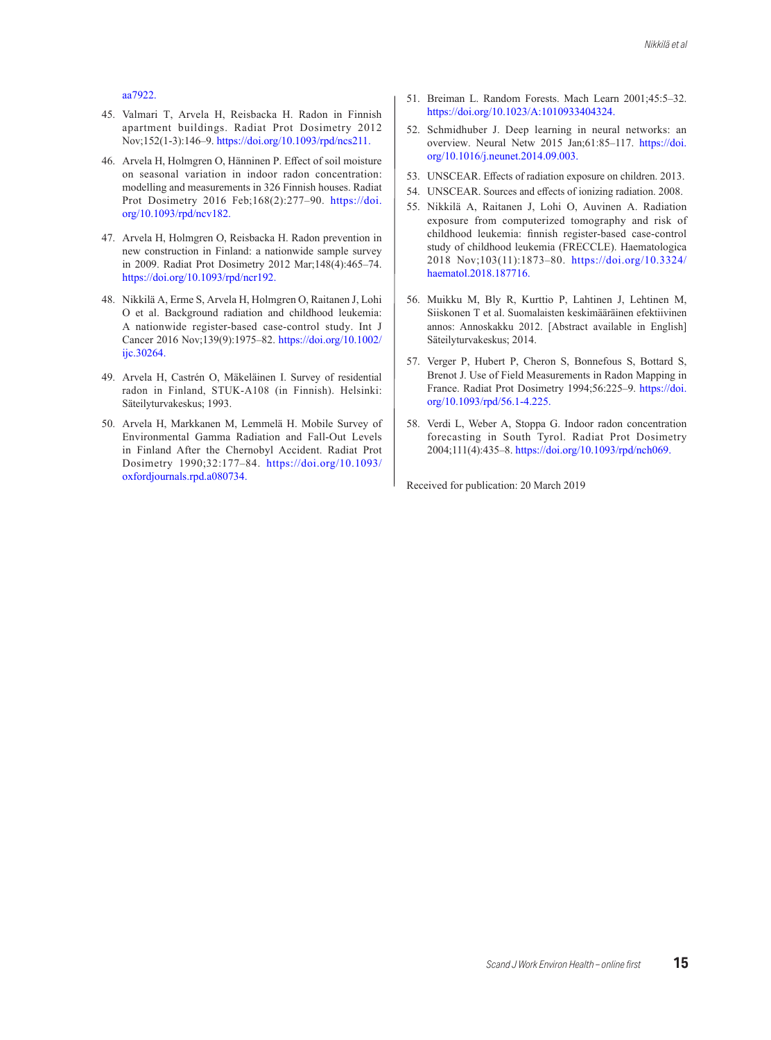aa7922.

45. Valmari T, Arvela H, Reisbacka H. Radon in Finnish apartment buildings. Radiat Prot Dosimetry 2012 Nov;152(1-3):146–9. https://doi.org/10.1093/rpd/ncs211.

46. Arvela H, Holmgren O, Hänninen P. Effect of soil moisture on seasonal variation in indoor radon concentration: modelling and measurements in 326 Finnish houses. Radiat Prot Dosimetry 2016 Feb;168(2):277–90. https://doi.org/10.1093/rpd/ncv182.

47. Arvela H, Holmgren O, Reisbacka H. Radon prevention in new construction in Finland: a nationwide sample survey in 2009. Radiat Prot Dosimetry 2012 Mar;148(4):465–74. https://doi.org/10.1093/rpd/ncr192.

48. Nikkilä A, Erme S, Arvela H, Holmgren O, Raitanen J, Lohi O et al. Background radiation and childhood leukemia: A nationwide register-based case-control study. Int J Cancer 2016 Nov;139(9):1975–82. https://doi.org/10.1002/ijc.30264.

49. Arvela H, Castrén O, Mäkeläinen I. Survey of residential radon in Finland, STUK-A108 (in Finnish). Helsinki: Säteilyturvakeskus; 1993.

50. Arvela H, Markkanen M, Lemmelä H. Mobile Survey of Environmental Gamma Radiation and Fall-Out Levels in Finland After the Chernobyl Accident. Radiat Prot Dosimetry 1990;32:177–84. https://doi.org/10.1093/oxfordjournals.rpd.a080734.

51. Breiman L. Random Forests. Mach Learn 2001;45:5–32. https://doi.org/10.1023/A:1010933404324.

52. Schmidhuber J. Deep learning in neural networks: an overview. Neural Netw 2015 Jan;61:85–117. https://doi.org/10.1016/j.neunet.2014.09.003.

53. UNSCEAR. Effects of radiation exposure on children. 2013.

54. UNSCEAR. Sources and effects of ionizing radiation. 2008.

55. Nikkilä A, Raitanen J, Lohi O, Auvinen A. Radiation exposure from computerized tomography and risk of childhood leukemia: finnish register-based case-control study of childhood leukemia (FRECCLE). Haematologica 2018 Nov;103(11):1873–80. https://doi.org/10.3324/haematol.2018.187716.

56. Muikku M, Bly R, Kurttio P, Lahtinen J, Lehtinen M, Siiskonen T et al. Suomalaisten keskimääräinen efektiivinen annos: Annoskakku 2012. [Abstract available in English] Säteilyturvakeskus; 2014.

57. Verger P, Hubert P, Cheron S, Bonnefous S, Bottard S, Brenot J. Use of Field Measurements in Radon Mapping in France. Radiat Prot Dosimetry 1994;56:225–9. https://doi.org/10.1093/rpd/56.1-4.225.

58. Verdi L, Weber A, Stoppa G. Indoor radon concentration forecasting in South Tyrol. Radiat Prot Dosimetry 2004;111(4):435–8. https://doi.org/10.1093/rpd/nch069.

Received for publication: 20 March 2019